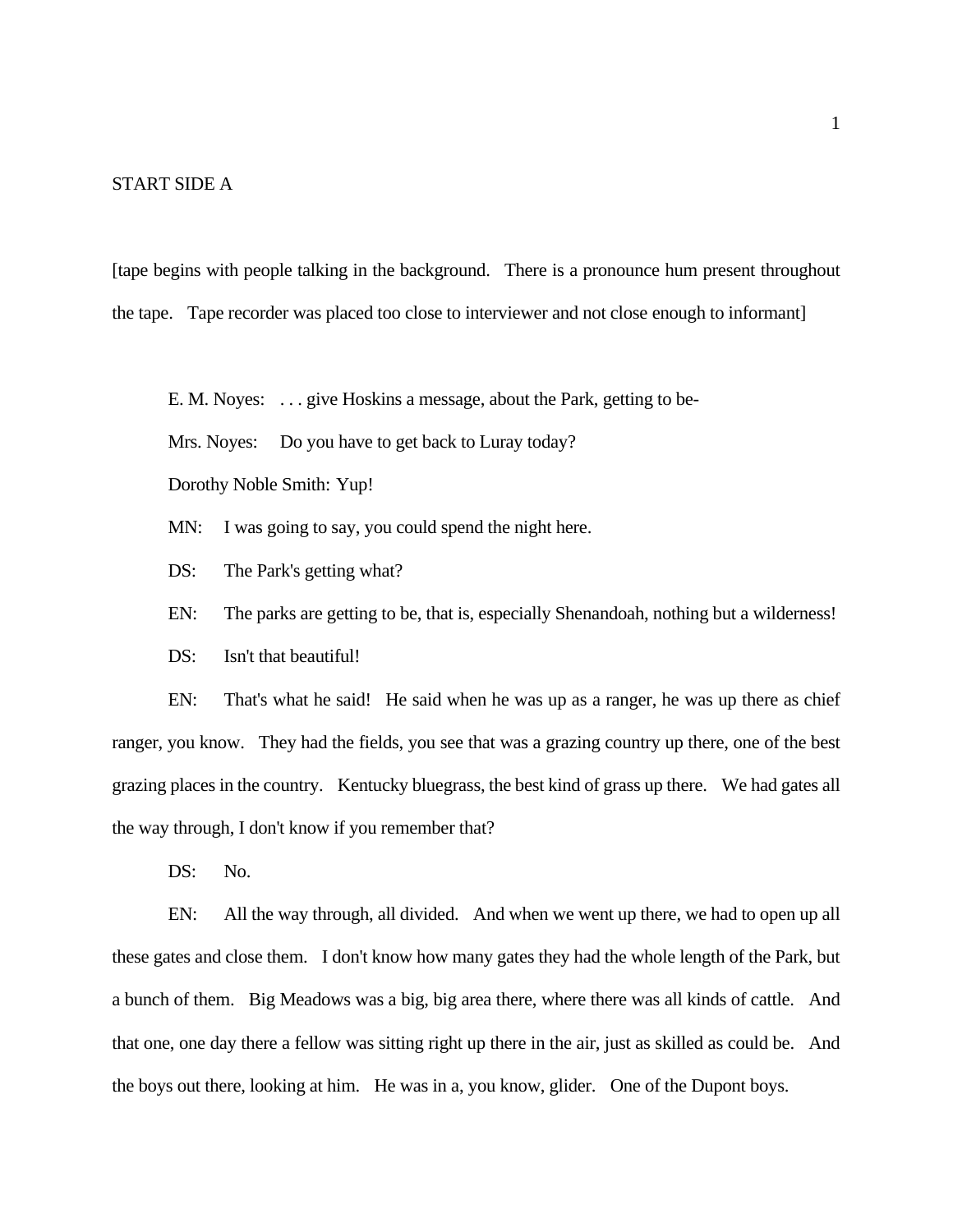START SIDE A

[tape begins with people talking in the background. There is a pronounce hum present throughout the tape. Tape recorder was placed too close to interviewer and not close enough to informant]

E. M. Noyes: . . . give Hoskins a message, about the Park, getting to be-

Mrs. Noyes: Do you have to get back to Luray today?

Dorothy Noble Smith: Yup!

MN: I was going to say, you could spend the night here.

DS: The Park's getting what?

EN: The parks are getting to be, that is, especially Shenandoah, nothing but a wilderness!

DS: Isn't that beautiful!

EN: That's what he said! He said when he was up as a ranger, he was up there as chief ranger, you know. They had the fields, you see that was a grazing country up there, one of the best grazing places in the country. Kentucky bluegrass, the best kind of grass up there. We had gates all the way through, I don't know if you remember that?

DS: No.

EN: All the way through, all divided. And when we went up there, we had to open up all these gates and close them. I don't know how many gates they had the whole length of the Park, but a bunch of them. Big Meadows was a big, big area there, where there was all kinds of cattle. And that one, one day there a fellow was sitting right up there in the air, just as skilled as could be. And the boys out there, looking at him. He was in a, you know, glider. One of the Dupont boys.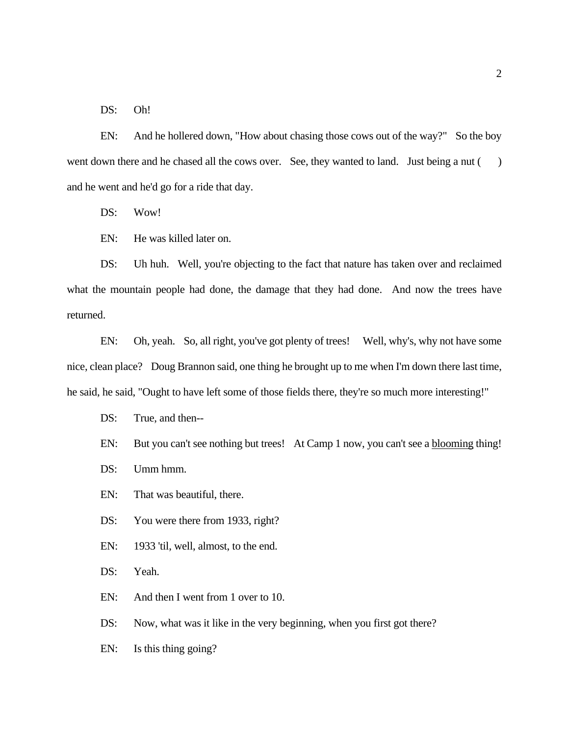DS: Oh!

EN: And he hollered down, "How about chasing those cows out of the way?" So the boy went down there and he chased all the cows over. See, they wanted to land. Just being a nut ( ) and he went and he'd go for a ride that day.

DS: Wow!

EN: He was killed later on.

DS: Uh huh. Well, you're objecting to the fact that nature has taken over and reclaimed what the mountain people had done, the damage that they had done. And now the trees have returned.

EN: Oh, yeah. So, all right, you've got plenty of trees! Well, why's, why not have some nice, clean place? Doug Brannon said, one thing he brought up to me when I'm down there last time, he said, he said, "Ought to have left some of those fields there, they're so much more interesting!"

DS: True, and then--

EN: But you can't see nothing but trees! At Camp 1 now, you can't see a <u>blooming</u> thing!

DS: Umm hmm.

EN: That was beautiful, there.

DS: You were there from 1933, right?

EN: 1933 'til, well, almost, to the end.

DS: Yeah.

EN: And then I went from 1 over to 10.

DS: Now, what was it like in the very beginning, when you first got there?

EN: Is this thing going?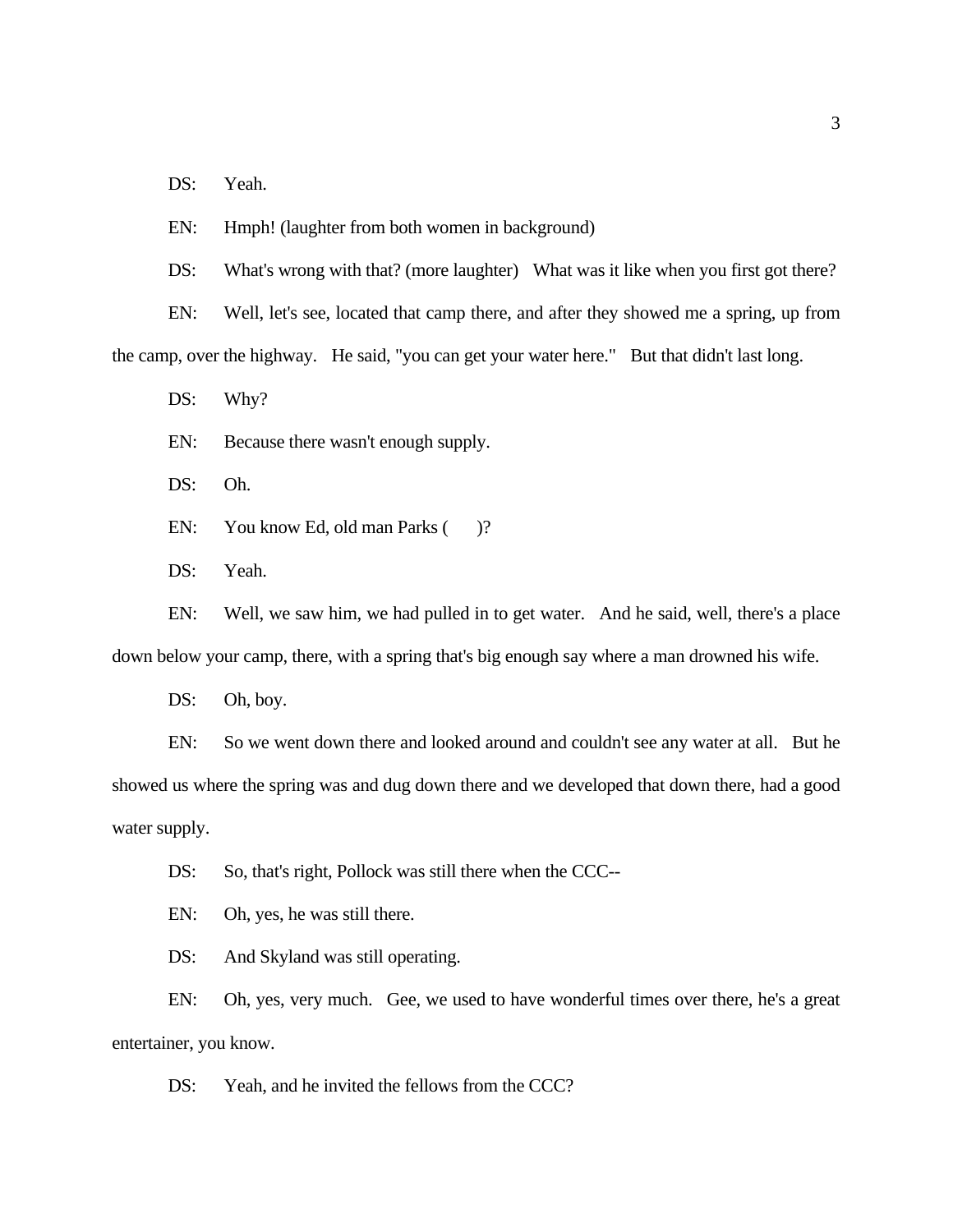DS: Yeah.

EN: Hmph! (laughter from both women in background)

DS: What's wrong with that? (more laughter) What was it like when you first got there?

EN: Well, let's see, located that camp there, and after they showed me a spring, up from the camp, over the highway. He said, "you can get your water here." But that didn't last long.

DS: Why?

EN: Because there wasn't enough supply.

DS: Oh.

EN: You know Ed, old man Parks ( )?

DS: Yeah.

EN: Well, we saw him, we had pulled in to get water. And he said, well, there's a place down below your camp, there, with a spring that's big enough say where a man drowned his wife.

DS: Oh, boy.

EN: So we went down there and looked around and couldn't see any water at all. But he showed us where the spring was and dug down there and we developed that down there, had a good water supply.

DS: So, that's right, Pollock was still there when the CCC--

EN: Oh, yes, he was still there.

DS: And Skyland was still operating.

EN: Oh, yes, very much. Gee, we used to have wonderful times over there, he's a great entertainer, you know.

DS: Yeah, and he invited the fellows from the CCC?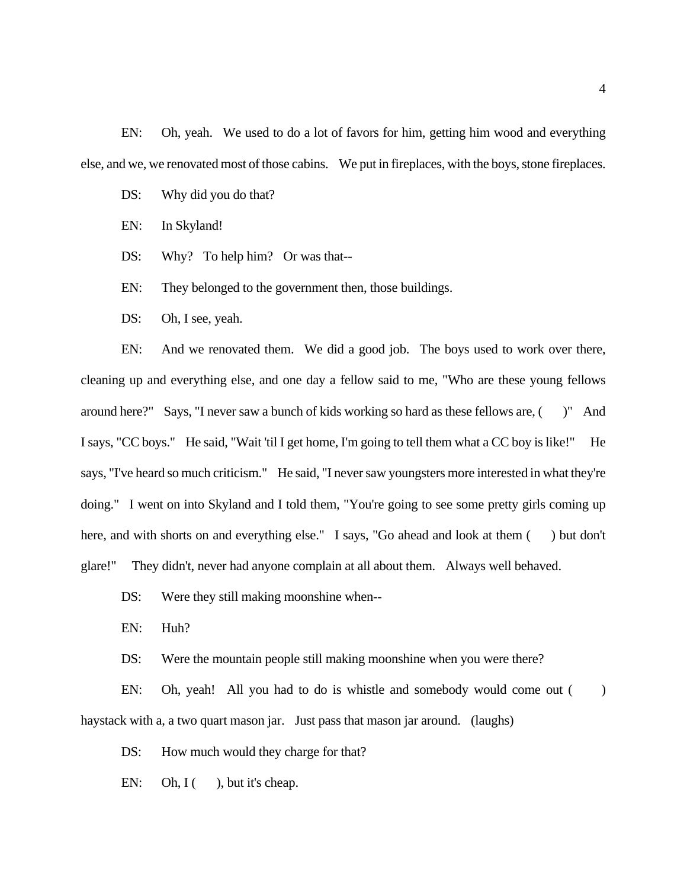EN: Oh, yeah. We used to do a lot of favors for him, getting him wood and everything else, and we, we renovated most of those cabins. We put in fireplaces, with the boys, stone fireplaces.

DS: Why did you do that?

EN: In Skyland!

DS: Why? To help him? Or was that--

EN: They belonged to the government then, those buildings.

DS: Oh, I see, yeah.

EN: And we renovated them. We did a good job. The boys used to work over there, cleaning up and everything else, and one day a fellow said to me, "Who are these young fellows around here?" Says, "I never saw a bunch of kids working so hard as these fellows are, ( )" And I says, "CC boys." He said, "Wait 'til I get home, I'm going to tell them what a CC boy is like!" He says, "I've heard so much criticism." He said, "I never saw youngsters more interested in what they're doing." I went on into Skyland and I told them, "You're going to see some pretty girls coming up here, and with shorts on and everything else." I says, "Go ahead and look at them ( ) but don't glare!" They didn't, never had anyone complain at all about them. Always well behaved.

DS: Were they still making moonshine when--

EN: Huh?

DS: Were the mountain people still making moonshine when you were there?

EN: Oh, yeah! All you had to do is whistle and somebody would come out ( ) haystack with a, a two quart mason jar. Just pass that mason jar around. (laughs)

DS: How much would they charge for that?

EN: Oh, I ( ), but it's cheap.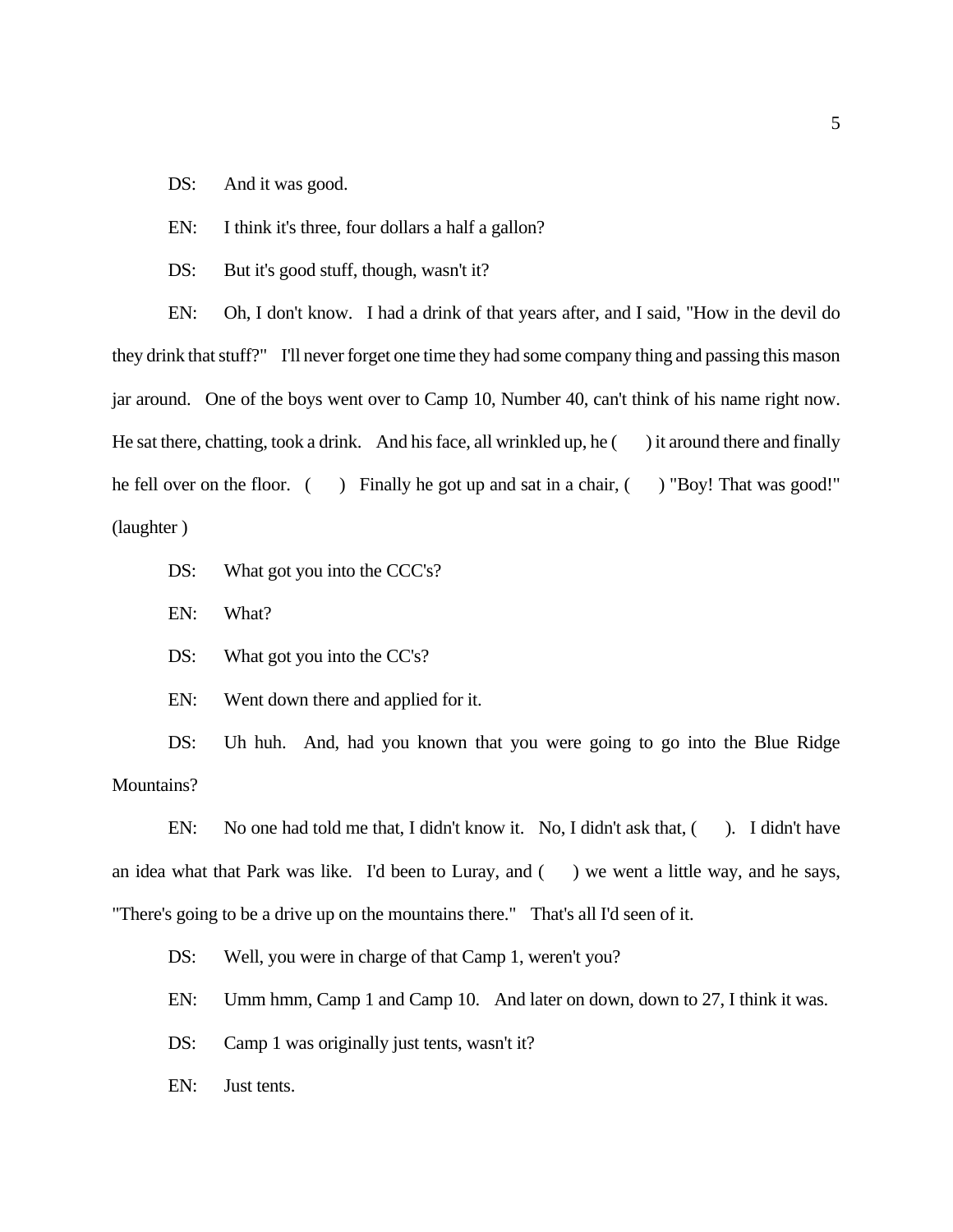DS: And it was good.

EN: I think it's three, four dollars a half a gallon?

DS: But it's good stuff, though, wasn't it?

EN: Oh, I don't know. I had a drink of that years after, and I said, "How in the devil do they drink that stuff?" I'll never forget one time they had some company thing and passing this mason jar around. One of the boys went over to Camp 10, Number 40, can't think of his name right now. He sat there, chatting, took a drink. And his face, all wrinkled up, he ( ) it around there and finally he fell over on the floor. ( ) Finally he got up and sat in a chair, ( ) "Boy! That was good!" (laughter )

DS: What got you into the CCC's?

EN: What?

DS: What got you into the CC's?

EN: Went down there and applied for it.

DS: Uh huh. And, had you known that you were going to go into the Blue Ridge Mountains?

EN: No one had told me that, I didn't know it. No, I didn't ask that, ( ). I didn't have an idea what that Park was like. I'd been to Luray, and ( ) we went a little way, and he says, "There's going to be a drive up on the mountains there." That's all I'd seen of it.

DS: Well, you were in charge of that Camp 1, weren't you?

EN: Umm hmm, Camp 1 and Camp 10. And later on down, down to 27, I think it was.

DS: Camp 1 was originally just tents, wasn't it?

EN: Just tents.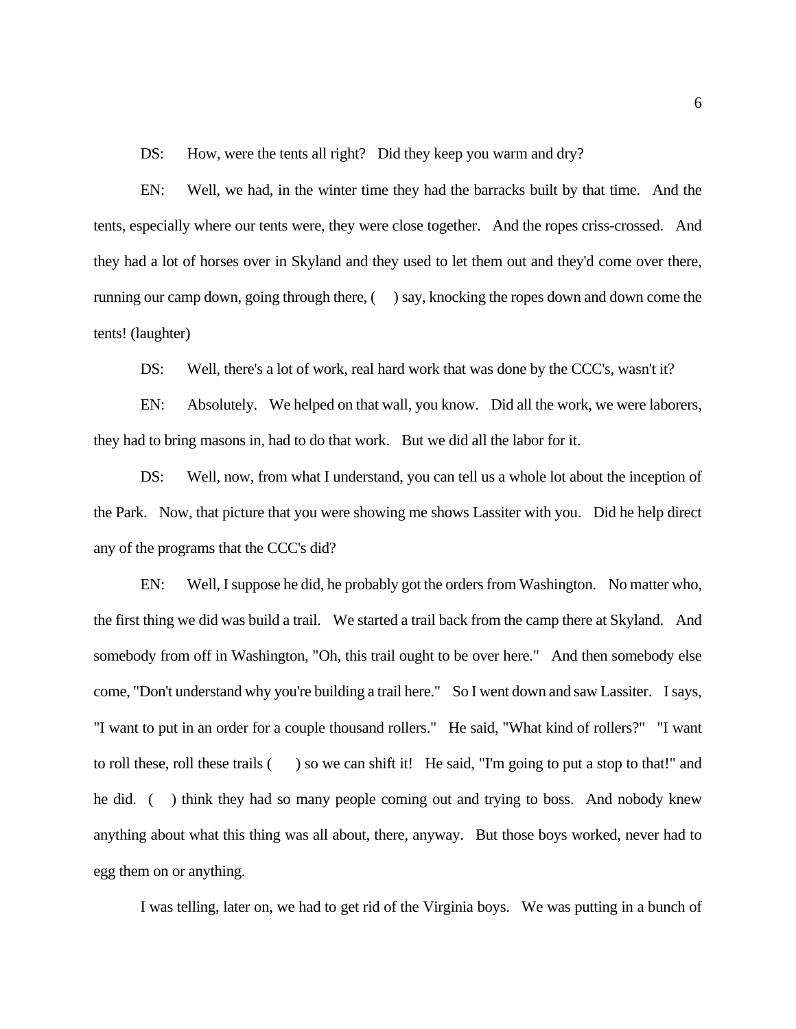DS: How, were the tents all right? Did they keep you warm and dry?

EN: Well, we had, in the winter time they had the barracks built by that time. And the tents, especially where our tents were, they were close together. And the ropes criss-crossed. And they had a lot of horses over in Skyland and they used to let them out and they'd come over there, running our camp down, going through there, ( ) say, knocking the ropes down and down come the tents! (laughter)

DS: Well, there's a lot of work, real hard work that was done by the CCC's, wasn't it?

EN: Absolutely. We helped on that wall, you know. Did all the work, we were laborers, they had to bring masons in, had to do that work. But we did all the labor for it.

DS: Well, now, from what I understand, you can tell us a whole lot about the inception of the Park. Now, that picture that you were showing me shows Lassiter with you. Did he help direct any of the programs that the CCC's did?

EN: Well, I suppose he did, he probably got the orders from Washington. No matter who, the first thing we did was build a trail. We started a trail back from the camp there at Skyland. And somebody from off in Washington, "Oh, this trail ought to be over here." And then somebody else come, "Don't understand why you're building a trail here." So I went down and saw Lassiter. I says, "I want to put in an order for a couple thousand rollers." He said, "What kind of rollers?" "I want to roll these, roll these trails ( ) so we can shift it! He said, "I'm going to put a stop to that!" and he did. ( ) think they had so many people coming out and trying to boss. And nobody knew anything about what this thing was all about, there, anyway. But those boys worked, never had to egg them on or anything.

I was telling, later on, we had to get rid of the Virginia boys. We was putting in a bunch of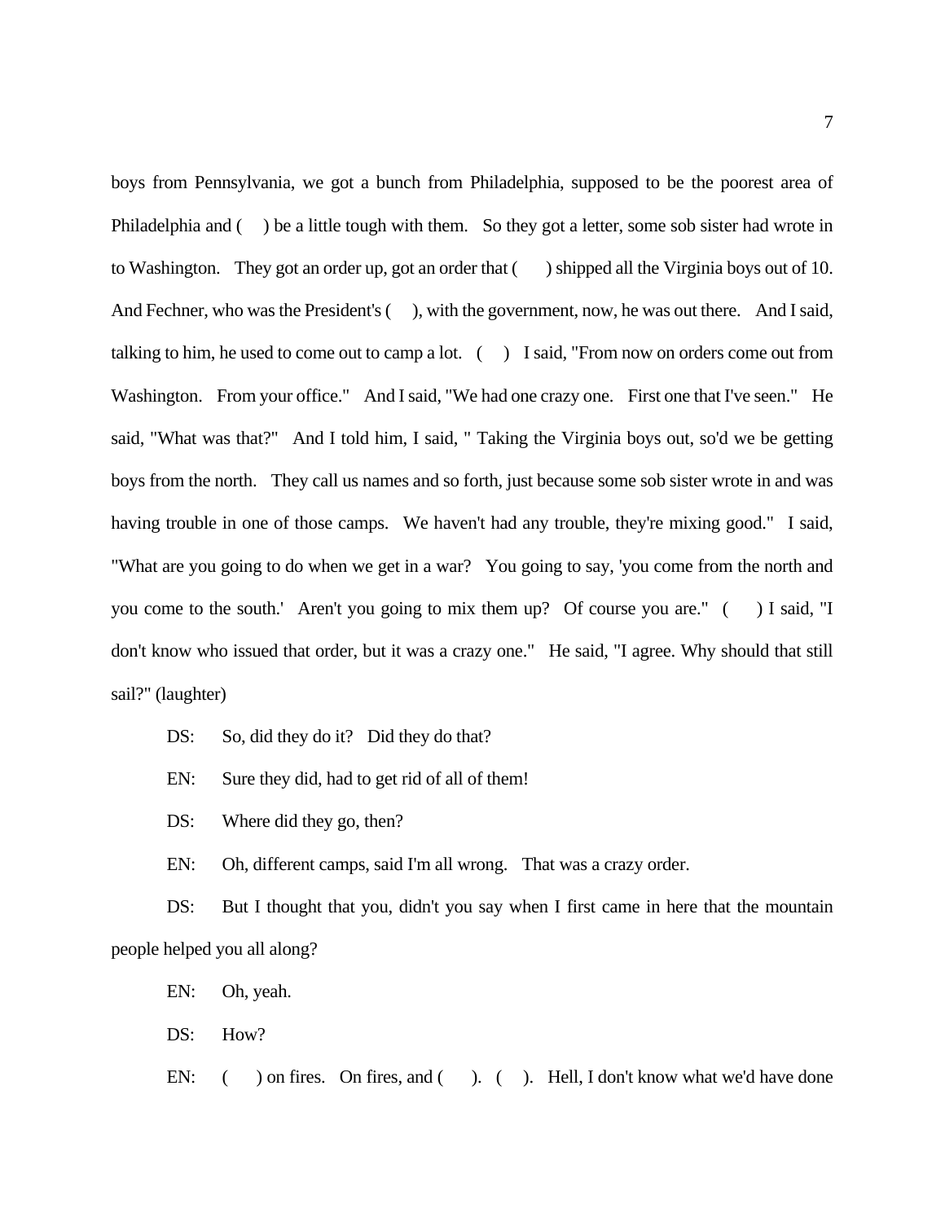boys from Pennsylvania, we got a bunch from Philadelphia, supposed to be the poorest area of Philadelphia and (     ) be a little tough with them.   So they got a letter, some sob sister had wrote in to Washington.   They got an order up, got an order that (     ) shipped all the Virginia boys out of 10. And Fechner, who was the President's (     ), with the government, now, he was out there.   And I said, talking to him, he used to come out to camp a lot.   (     )   I said, "From now on orders come out from Washington.   From your office."   And I said, "We had one crazy one.   First one that I've seen."   He said, "What was that?"   And I told him, I said, " Taking the Virginia boys out, so'd we be getting boys from the north.   They call us names and so forth, just because some sob sister wrote in and was having trouble in one of those camps.   We haven't had any trouble, they're mixing good."   I said, "What are you going to do when we get in a war?   You going to say, 'you come from the north and you come to the south.'   Aren't you going to mix them up?   Of course you are."   (     ) I said, "I don't know who issued that order, but it was a crazy one."   He said, "I agree. Why should that still sail?" (laughter)

DS: So, did they do it?   Did they do that?

EN: Sure they did, had to get rid of all of them!

DS: Where did they go, then?

EN: Oh, different camps, said I'm all wrong.   That was a crazy order.

DS: But I thought that you, didn't you say when I first came in here that the mountain people helped you all along?

EN: Oh, yeah.

DS: How?

EN: (     ) on fires.   On fires, and (     ).   (     ).   Hell, I don't know what we'd have done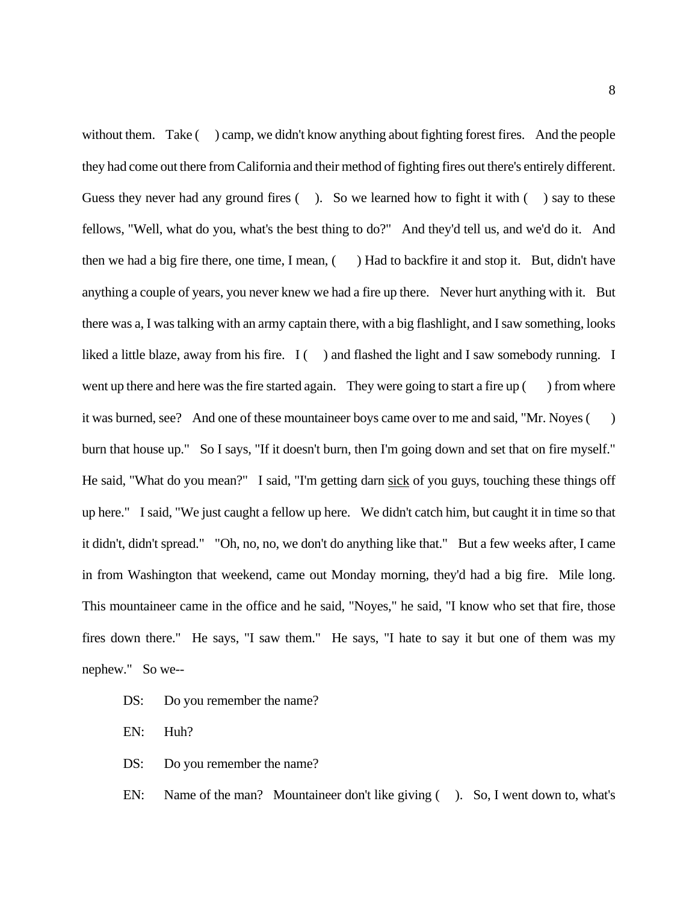without them. Take ( ) camp, we didn't know anything about fighting forest fires. And the people they had come out there from California and their method of fighting fires out there's entirely different. Guess they never had any ground fires ( ). So we learned how to fight it with ( ) say to these fellows, "Well, what do you, what's the best thing to do?" And they'd tell us, and we'd do it. And then we had a big fire there, one time, I mean, ( ) Had to backfire it and stop it. But, didn't have anything a couple of years, you never knew we had a fire up there. Never hurt anything with it. But there was a, I was talking with an army captain there, with a big flashlight, and I saw something, looks liked a little blaze, away from his fire. I ( ) and flashed the light and I saw somebody running. I went up there and here was the fire started again. They were going to start a fire up ( ) from where it was burned, see? And one of these mountaineer boys came over to me and said, "Mr. Noyes ( ) burn that house up." So I says, "If it doesn't burn, then I'm going down and set that on fire myself." He said, "What do you mean?" I said, "I'm getting darn <u>sick</u> of you guys, touching these things off up here." I said, "We just caught a fellow up here. We didn't catch him, but caught it in time so that it didn't, didn't spread." "Oh, no, no, we don't do anything like that." But a few weeks after, I came in from Washington that weekend, came out Monday morning, they'd had a big fire. Mile long. This mountaineer came in the office and he said, "Noyes," he said, "I know who set that fire, those fires down there." He says, "I saw them." He says, "I hate to say it but one of them was my nephew." So we--

DS: Do you remember the name?

EN: Huh?

DS: Do you remember the name?

EN: Name of the man? Mountaineer don't like giving ( ). So, I went down to, what's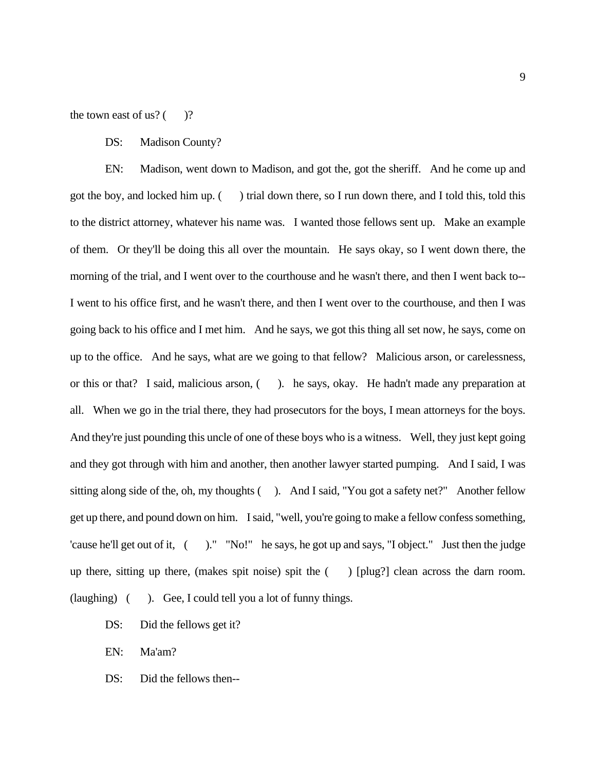the town east of us? (      )?

DS: Madison County?

EN: Madison, went down to Madison, and got the, got the sheriff. And he come up and got the boy, and locked him up. (      ) trial down there, so I run down there, and I told this, told this to the district attorney, whatever his name was. I wanted those fellows sent up. Make an example of them. Or they'll be doing this all over the mountain. He says okay, so I went down there, the morning of the trial, and I went over to the courthouse and he wasn't there, and then I went back to--I went to his office first, and he wasn't there, and then I went over to the courthouse, and then I was going back to his office and I met him. And he says, we got this thing all set now, he says, come on up to the office. And he says, what are we going to that fellow? Malicious arson, or carelessness, or this or that? I said, malicious arson, (      ). he says, okay. He hadn't made any preparation at all. When we go in the trial there, they had prosecutors for the boys, I mean attorneys for the boys. And they're just pounding this uncle of one of these boys who is a witness. Well, they just kept going and they got through with him and another, then another lawyer started pumping. And I said, I was sitting along side of the, oh, my thoughts (      ). And I said, "You got a safety net?" Another fellow get up there, and pound down on him. I said, "well, you're going to make a fellow confess something, 'cause he'll get out of it, (      )." "No!" he says, he got up and says, "I object." Just then the judge up there, sitting up there, (makes spit noise) spit the (      ) [plug?] clean across the darn room. (laughing) (      ). Gee, I could tell you a lot of funny things.

DS: Did the fellows get it?

EN: Ma'am?

DS: Did the fellows then--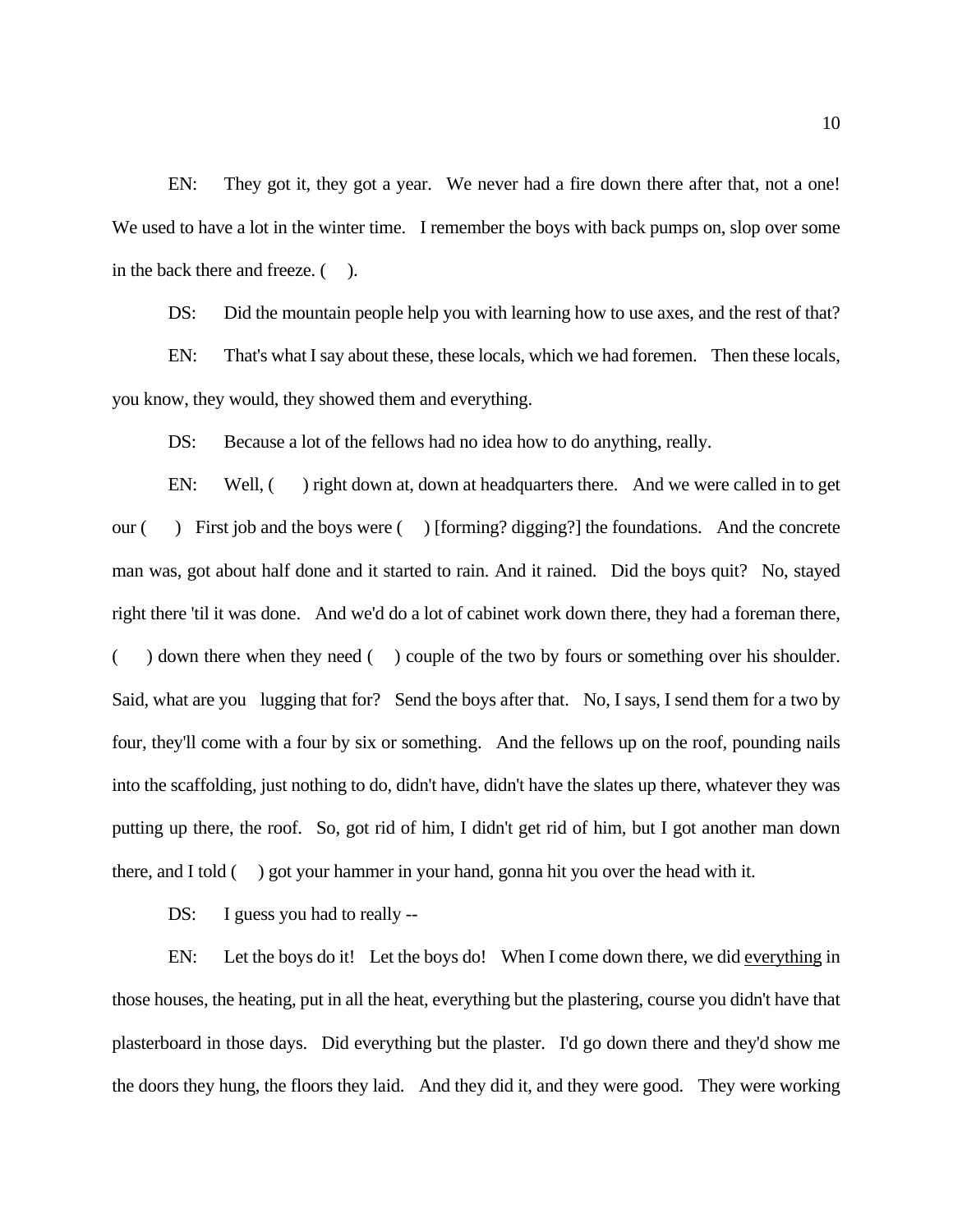EN: They got it, they got a year. We never had a fire down there after that, not a one! We used to have a lot in the winter time. I remember the boys with back pumps on, slop over some in the back there and freeze. ( ).

DS: Did the mountain people help you with learning how to use axes, and the rest of that?

EN: That's what I say about these, these locals, which we had foremen. Then these locals, you know, they would, they showed them and everything.

DS: Because a lot of the fellows had no idea how to do anything, really.

EN: Well, ( ) right down at, down at headquarters there. And we were called in to get our ( ) First job and the boys were ( ) [forming? digging?] the foundations. And the concrete man was, got about half done and it started to rain. And it rained. Did the boys quit? No, stayed right there 'til it was done. And we'd do a lot of cabinet work down there, they had a foreman there, ( ) down there when they need ( ) couple of the two by fours or something over his shoulder. Said, what are you lugging that for? Send the boys after that. No, I says, I send them for a two by four, they'll come with a four by six or something. And the fellows up on the roof, pounding nails into the scaffolding, just nothing to do, didn't have, didn't have the slates up there, whatever they was putting up there, the roof. So, got rid of him, I didn't get rid of him, but I got another man down there, and I told ( ) got your hammer in your hand, gonna hit you over the head with it.

DS: I guess you had to really --

EN: Let the boys do it! Let the boys do! When I come down there, we did <u>everything</u> in those houses, the heating, put in all the heat, everything but the plastering, course you didn't have that plasterboard in those days. Did everything but the plaster. I'd go down there and they'd show me the doors they hung, the floors they laid. And they did it, and they were good. They were working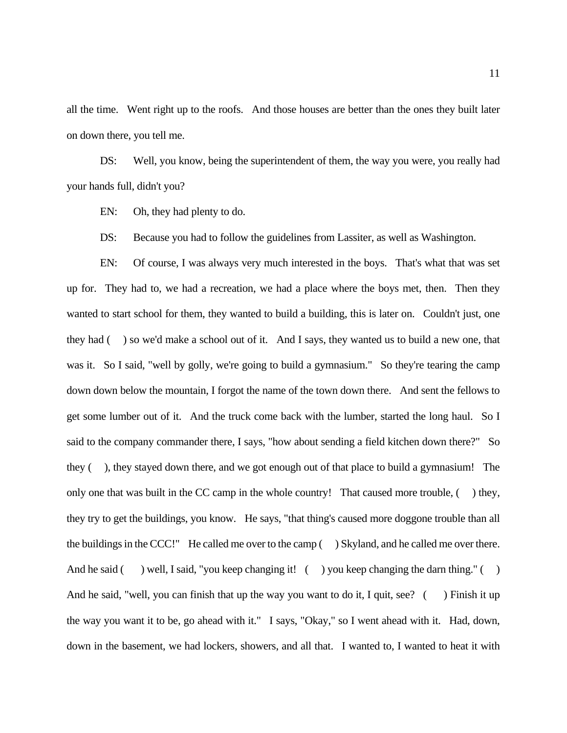all the time. Went right up to the roofs. And those houses are better than the ones they built later on down there, you tell me.

DS: Well, you know, being the superintendent of them, the way you were, you really had your hands full, didn't you?

EN: Oh, they had plenty to do.

DS: Because you had to follow the guidelines from Lassiter, as well as Washington.

EN: Of course, I was always very much interested in the boys. That's what that was set up for. They had to, we had a recreation, we had a place where the boys met, then. Then they wanted to start school for them, they wanted to build a building, this is later on. Couldn't just, one they had ( ) so we'd make a school out of it. And I says, they wanted us to build a new one, that was it. So I said, "well by golly, we're going to build a gymnasium." So they're tearing the camp down down below the mountain, I forgot the name of the town down there. And sent the fellows to get some lumber out of it. And the truck come back with the lumber, started the long haul. So I said to the company commander there, I says, "how about sending a field kitchen down there?" So they ( ), they stayed down there, and we got enough out of that place to build a gymnasium! The only one that was built in the CC camp in the whole country! That caused more trouble, ( ) they, they try to get the buildings, you know. He says, "that thing's caused more doggone trouble than all the buildings in the CCC!" He called me over to the camp ( ) Skyland, and he called me over there. And he said ( ) well, I said, "you keep changing it! ( ) you keep changing the darn thing." ( ) And he said, "well, you can finish that up the way you want to do it, I quit, see? ( ) Finish it up the way you want it to be, go ahead with it." I says, "Okay," so I went ahead with it. Had, down, down in the basement, we had lockers, showers, and all that. I wanted to, I wanted to heat it with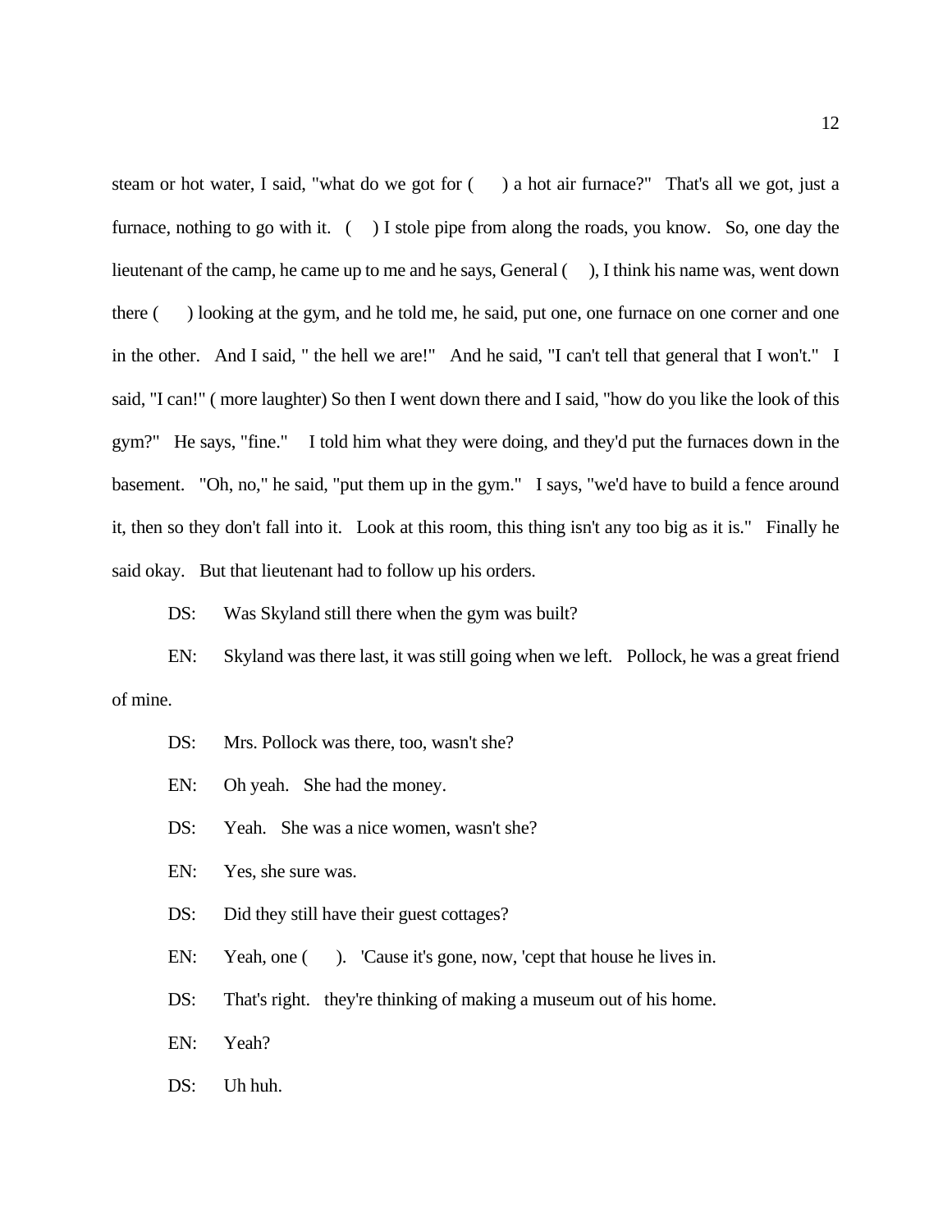steam or hot water, I said, "what do we got for (     ) a hot air furnace?"   That's all we got, just a furnace, nothing to go with it.   (    ) I stole pipe from along the roads, you know.   So, one day the lieutenant of the camp, he came up to me and he says, General (    ), I think his name was, went down there (      ) looking at the gym, and he told me, he said, put one, one furnace on one corner and one in the other.   And I said, " the hell we are!"   And he said, "I can't tell that general that I won't."   I said, "I can!" ( more laughter) So then I went down there and I said, "how do you like the look of this gym?"   He says, "fine."    I told him what they were doing, and they'd put the furnaces down in the basement.   "Oh, no," he said, "put them up in the gym."   I says, "we'd have to build a fence around it, then so they don't fall into it.   Look at this room, this thing isn't any too big as it is."   Finally he said okay.   But that lieutenant had to follow up his orders.

DS: Was Skyland still there when the gym was built?

EN: Skyland was there last, it was still going when we left.   Pollock, he was a great friend of mine.

DS: Mrs. Pollock was there, too, wasn't she?

EN: Oh yeah.   She had the money.

DS: Yeah.   She was a nice women, wasn't she?

EN: Yes, she sure was.

DS: Did they still have their guest cottages?

EN: Yeah, one (      ).   'Cause it's gone, now, 'cept that house he lives in.

DS: That's right.   they're thinking of making a museum out of his home.

EN: Yeah?

DS: Uh huh.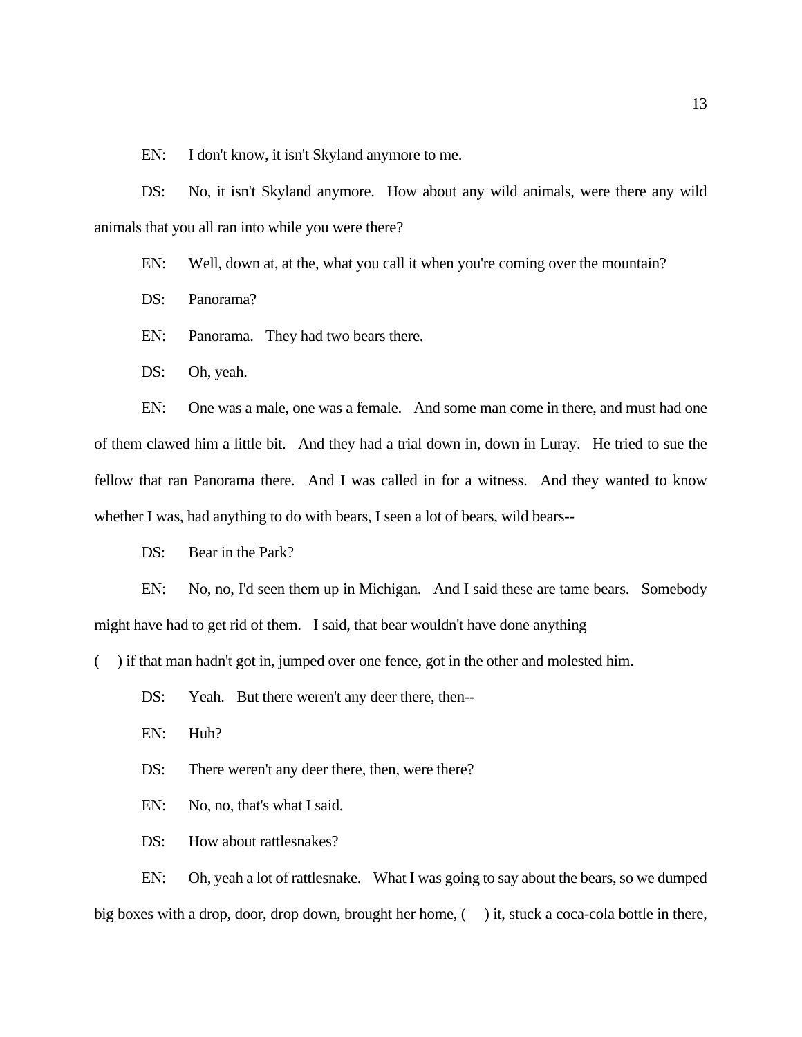EN: I don't know, it isn't Skyland anymore to me.

DS: No, it isn't Skyland anymore. How about any wild animals, were there any wild animals that you all ran into while you were there?

EN: Well, down at, at the, what you call it when you're coming over the mountain?

DS: Panorama?

EN: Panorama. They had two bears there.

DS: Oh, yeah.

EN: One was a male, one was a female. And some man come in there, and must had one of them clawed him a little bit. And they had a trial down in, down in Luray. He tried to sue the fellow that ran Panorama there. And I was called in for a witness. And they wanted to know whether I was, had anything to do with bears, I seen a lot of bears, wild bears--

DS: Bear in the Park?

EN: No, no, I'd seen them up in Michigan. And I said these are tame bears. Somebody might have had to get rid of them. I said, that bear wouldn't have done anything ( ) if that man hadn't got in, jumped over one fence, got in the other and molested him.

DS: Yeah. But there weren't any deer there, then--

EN: Huh?

DS: There weren't any deer there, then, were there?

EN: No, no, that's what I said.

DS: How about rattlesnakes?

EN: Oh, yeah a lot of rattlesnake. What I was going to say about the bears, so we dumped big boxes with a drop, door, drop down, brought her home, ( ) it, stuck a coca-cola bottle in there,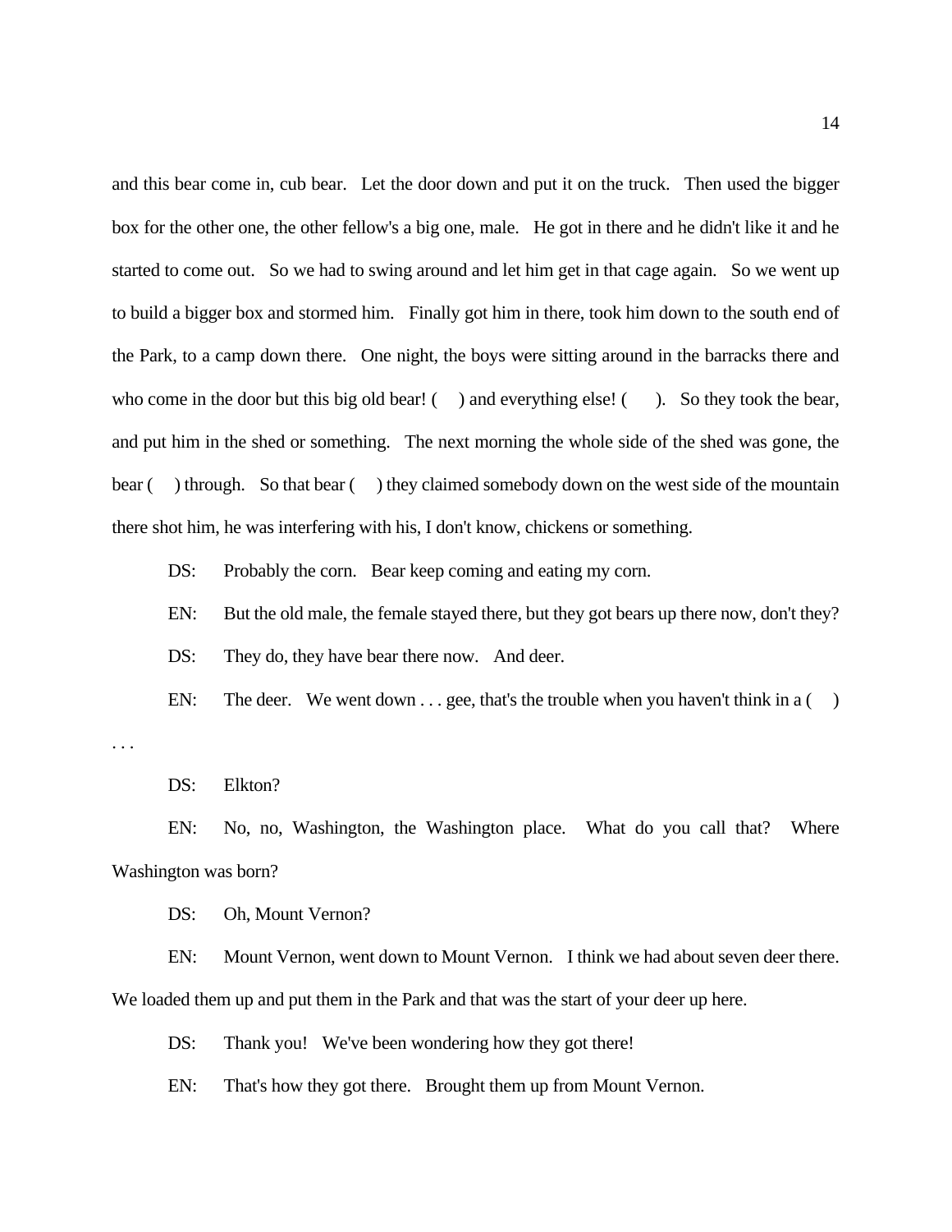and this bear come in, cub bear. Let the door down and put it on the truck. Then used the bigger box for the other one, the other fellow's a big one, male. He got in there and he didn't like it and he started to come out. So we had to swing around and let him get in that cage again. So we went up to build a bigger box and stormed him. Finally got him in there, took him down to the south end of the Park, to a camp down there. One night, the boys were sitting around in the barracks there and who come in the door but this big old bear! ( ) and everything else! ( ). So they took the bear, and put him in the shed or something. The next morning the whole side of the shed was gone, the bear ( ) through. So that bear ( ) they claimed somebody down on the west side of the mountain there shot him, he was interfering with his, I don't know, chickens or something.

DS: Probably the corn. Bear keep coming and eating my corn.

EN: But the old male, the female stayed there, but they got bears up there now, don't they?

DS: They do, they have bear there now. And deer.

EN: The deer. We went down . . . gee, that's the trouble when you haven't think in a ( ) . . .

DS: Elkton?

EN: No, no, Washington, the Washington place. What do you call that? Where Washington was born?

DS: Oh, Mount Vernon?

EN: Mount Vernon, went down to Mount Vernon. I think we had about seven deer there. We loaded them up and put them in the Park and that was the start of your deer up here.

DS: Thank you! We've been wondering how they got there!

EN: That's how they got there. Brought them up from Mount Vernon.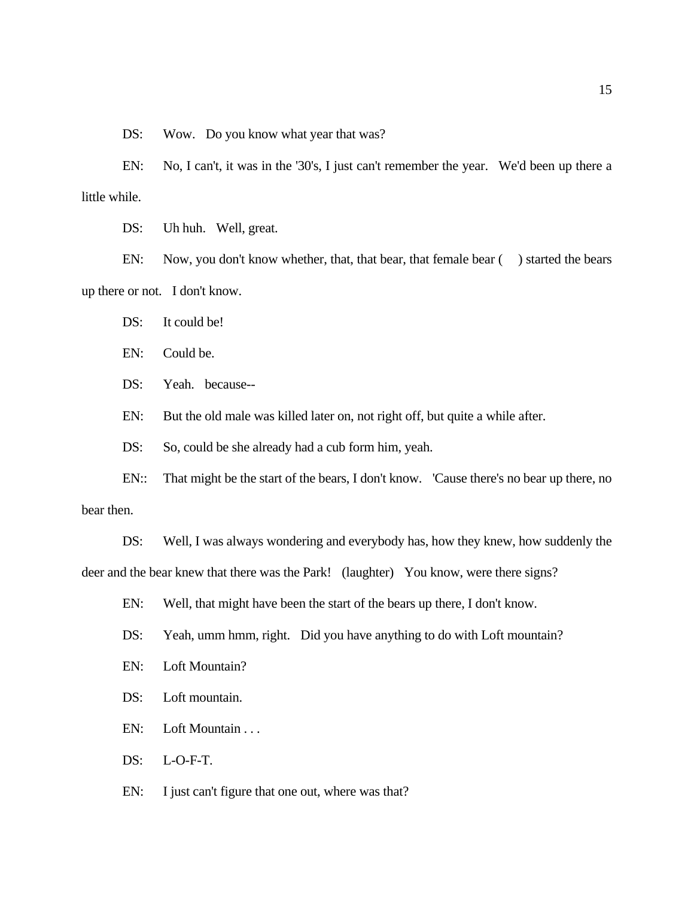DS: Wow. Do you know what year that was?

EN: No, I can't, it was in the '30's, I just can't remember the year. We'd been up there a little while.

DS: Uh huh. Well, great.

EN: Now, you don't know whether, that, that bear, that female bear ( ) started the bears up there or not. I don't know.

DS: It could be!

EN: Could be.

DS: Yeah. because--

EN: But the old male was killed later on, not right off, but quite a while after.

DS: So, could be she already had a cub form him, yeah.

EN:: That might be the start of the bears, I don't know. 'Cause there's no bear up there, no bear then.

DS: Well, I was always wondering and everybody has, how they knew, how suddenly the deer and the bear knew that there was the Park! (laughter) You know, were there signs?

EN: Well, that might have been the start of the bears up there, I don't know.

DS: Yeah, umm hmm, right. Did you have anything to do with Loft mountain?

EN: Loft Mountain?

DS: Loft mountain.

EN: Loft Mountain . . .

DS: L-O-F-T.

EN: I just can't figure that one out, where was that?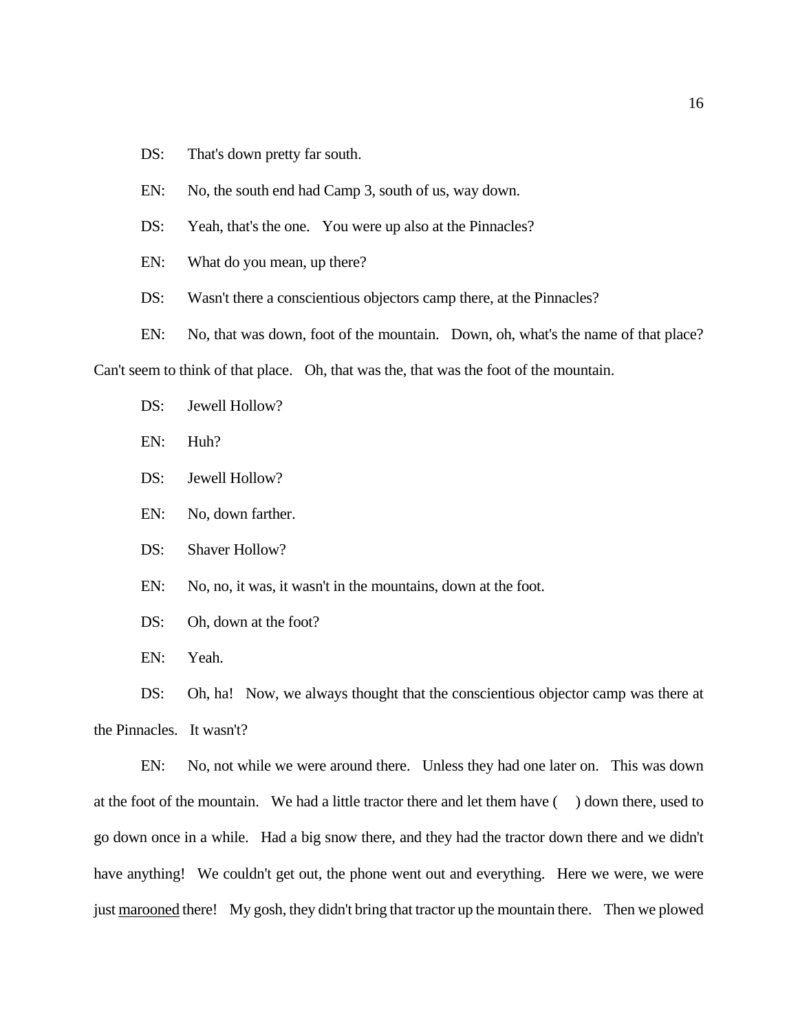DS: That's down pretty far south.

EN: No, the south end had Camp 3, south of us, way down.

DS: Yeah, that's the one. You were up also at the Pinnacles?

EN: What do you mean, up there?

DS: Wasn't there a conscientious objectors camp there, at the Pinnacles?

EN: No, that was down, foot of the mountain. Down, oh, what's the name of that place? Can't seem to think of that place. Oh, that was the, that was the foot of the mountain.

DS: Jewell Hollow?

EN: Huh?

DS: Jewell Hollow?

EN: No, down farther.

DS: Shaver Hollow?

EN: No, no, it was, it wasn't in the mountains, down at the foot.

DS: Oh, down at the foot?

EN: Yeah.

DS: Oh, ha! Now, we always thought that the conscientious objector camp was there at the Pinnacles. It wasn't?

EN: No, not while we were around there. Unless they had one later on. This was down at the foot of the mountain. We had a little tractor there and let them have (     ) down there, used to go down once in a while. Had a big snow there, and they had the tractor down there and we didn't have anything! We couldn't get out, the phone went out and everything. Here we were, we were just <u>marooned</u> there! My gosh, they didn't bring that tractor up the mountain there. Then we plowed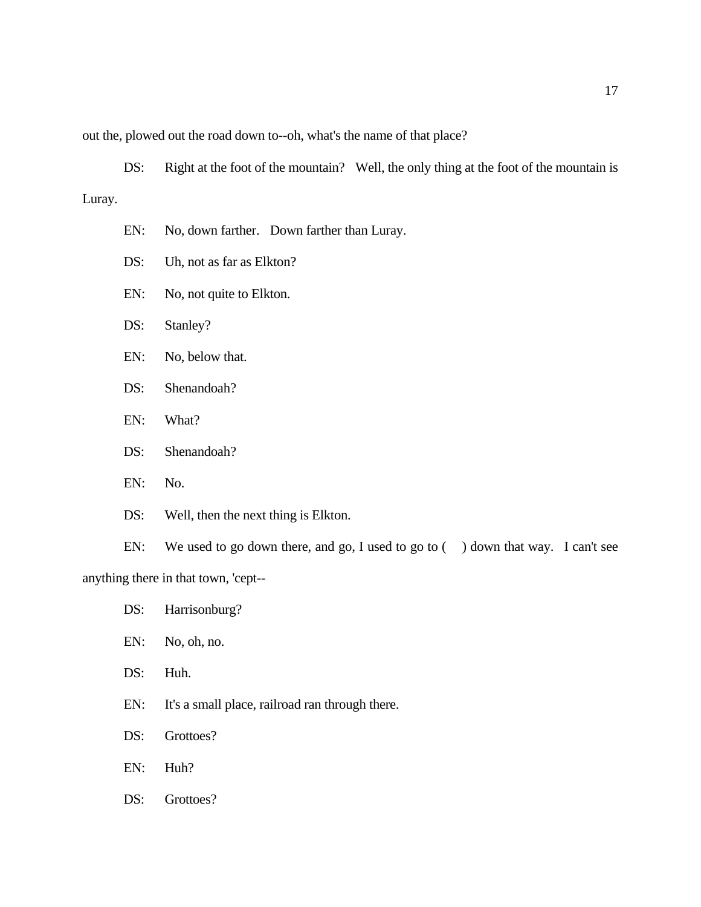out the, plowed out the road down to--oh, what's the name of that place?

DS: Right at the foot of the mountain? Well, the only thing at the foot of the mountain is Luray.

EN: No, down farther. Down farther than Luray.

DS: Uh, not as far as Elkton?

EN: No, not quite to Elkton.

DS: Stanley?

EN: No, below that.

DS: Shenandoah?

EN: What?

DS: Shenandoah?

EN: No.

DS: Well, then the next thing is Elkton.

EN: We used to go down there, and go, I used to go to (    ) down that way. I can't see anything there in that town, 'cept--

DS: Harrisonburg?

EN: No, oh, no.

DS: Huh.

EN: It's a small place, railroad ran through there.

DS: Grottoes?

EN: Huh?

DS: Grottoes?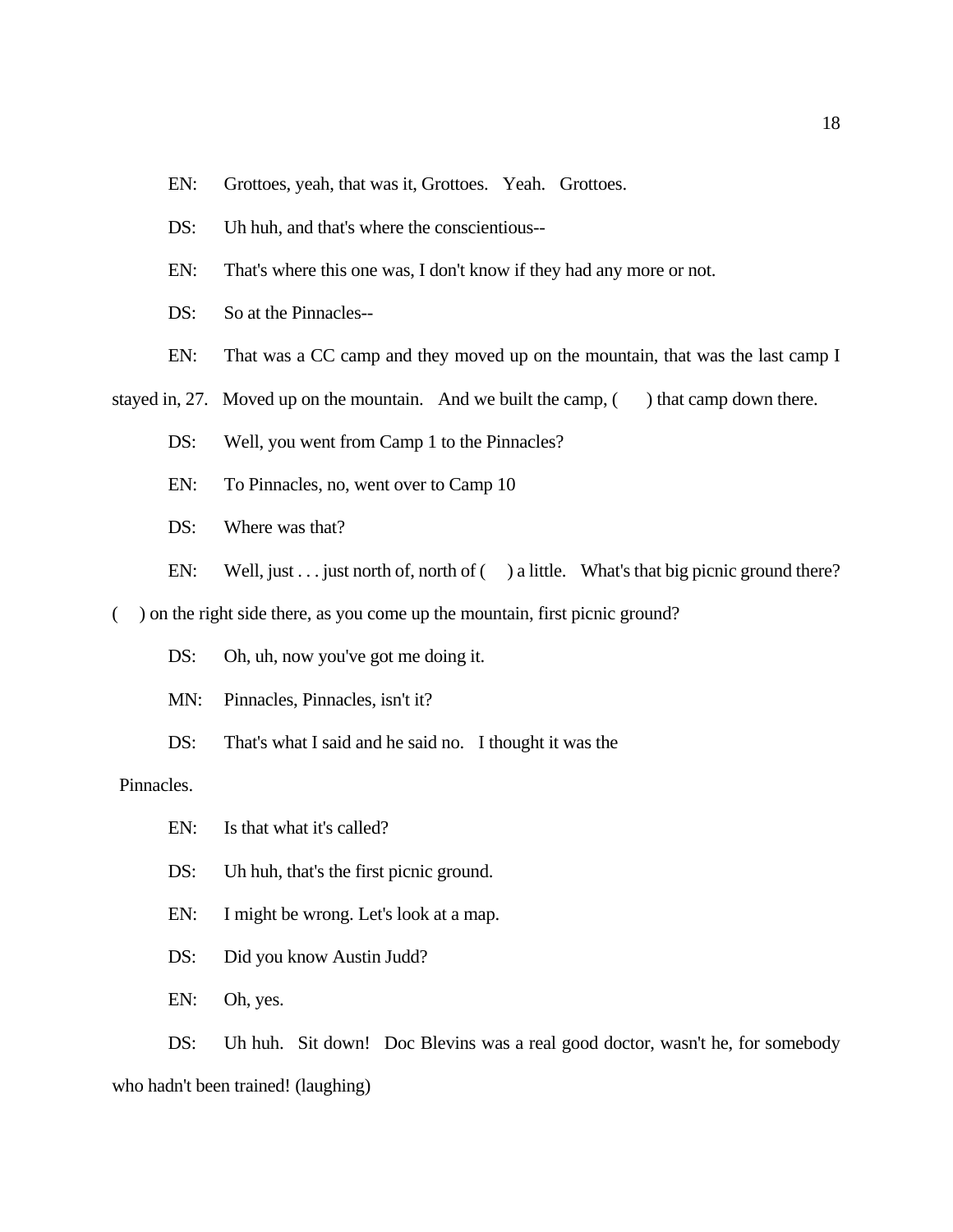EN: Grottoes, yeah, that was it, Grottoes. Yeah. Grottoes.

DS: Uh huh, and that's where the conscientious--

EN: That's where this one was, I don't know if they had any more or not.

DS: So at the Pinnacles--

EN: That was a CC camp and they moved up on the mountain, that was the last camp I stayed in, 27. Moved up on the mountain. And we built the camp, ( ) that camp down there.

DS: Well, you went from Camp 1 to the Pinnacles?

EN: To Pinnacles, no, went over to Camp 10

DS: Where was that?

EN: Well, just . . . just north of, north of ( ) a little. What's that big picnic ground there? ( ) on the right side there, as you come up the mountain, first picnic ground?

DS: Oh, uh, now you've got me doing it.

MN: Pinnacles, Pinnacles, isn't it?

DS: That's what I said and he said no. I thought it was the Pinnacles.

EN: Is that what it's called?

DS: Uh huh, that's the first picnic ground.

EN: I might be wrong. Let's look at a map.

DS: Did you know Austin Judd?

EN: Oh, yes.

DS: Uh huh. Sit down! Doc Blevins was a real good doctor, wasn't he, for somebody who hadn't been trained! (laughing)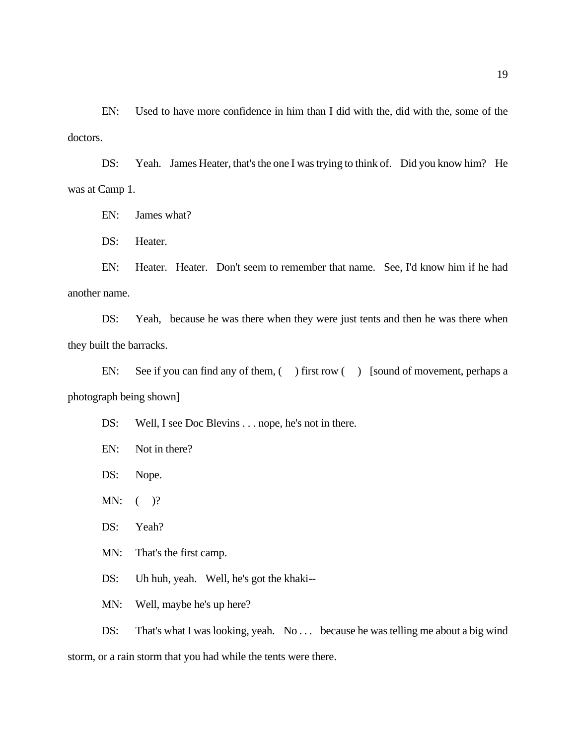EN: Used to have more confidence in him than I did with the, did with the, some of the doctors.

DS: Yeah. James Heater, that's the one I was trying to think of. Did you know him? He was at Camp 1.

EN: James what?

DS: Heater.

EN: Heater. Heater. Don't seem to remember that name. See, I'd know him if he had another name.

DS: Yeah, because he was there when they were just tents and then he was there when they built the barracks.

EN: See if you can find any of them, ( ) first row ( ) [sound of movement, perhaps a photograph being shown]

DS: Well, I see Doc Blevins . . . nope, he's not in there.

EN: Not in there?

DS: Nope.

MN: ( )?

DS: Yeah?

MN: That's the first camp.

DS: Uh huh, yeah. Well, he's got the khaki--

MN: Well, maybe he's up here?

DS: That's what I was looking, yeah. No . . . because he was telling me about a big wind storm, or a rain storm that you had while the tents were there.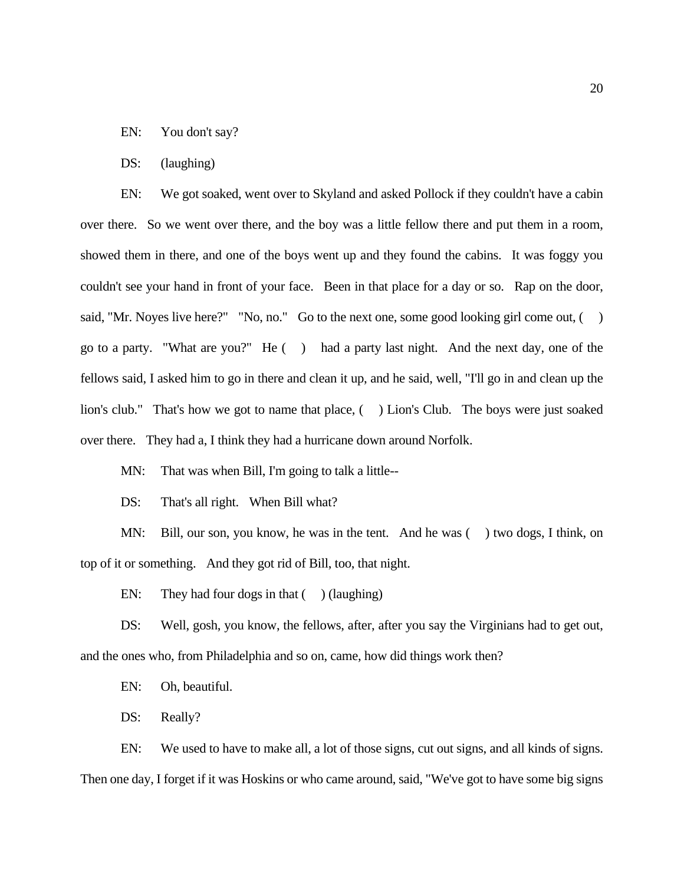EN: You don't say?

DS: (laughing)

EN: We got soaked, went over to Skyland and asked Pollock if they couldn't have a cabin over there. So we went over there, and the boy was a little fellow there and put them in a room, showed them in there, and one of the boys went up and they found the cabins. It was foggy you couldn't see your hand in front of your face. Been in that place for a day or so. Rap on the door, said, "Mr. Noyes live here?" "No, no." Go to the next one, some good looking girl come out, ( ) go to a party. "What are you?" He ( ) had a party last night. And the next day, one of the fellows said, I asked him to go in there and clean it up, and he said, well, "I'll go in and clean up the lion's club." That's how we got to name that place, ( ) Lion's Club. The boys were just soaked over there. They had a, I think they had a hurricane down around Norfolk.

MN: That was when Bill, I'm going to talk a little--

DS: That's all right. When Bill what?

MN: Bill, our son, you know, he was in the tent. And he was ( ) two dogs, I think, on top of it or something. And they got rid of Bill, too, that night.

EN: They had four dogs in that ( ) (laughing)

DS: Well, gosh, you know, the fellows, after, after you say the Virginians had to get out, and the ones who, from Philadelphia and so on, came, how did things work then?

EN: Oh, beautiful.

DS: Really?

EN: We used to have to make all, a lot of those signs, cut out signs, and all kinds of signs. Then one day, I forget if it was Hoskins or who came around, said, "We've got to have some big signs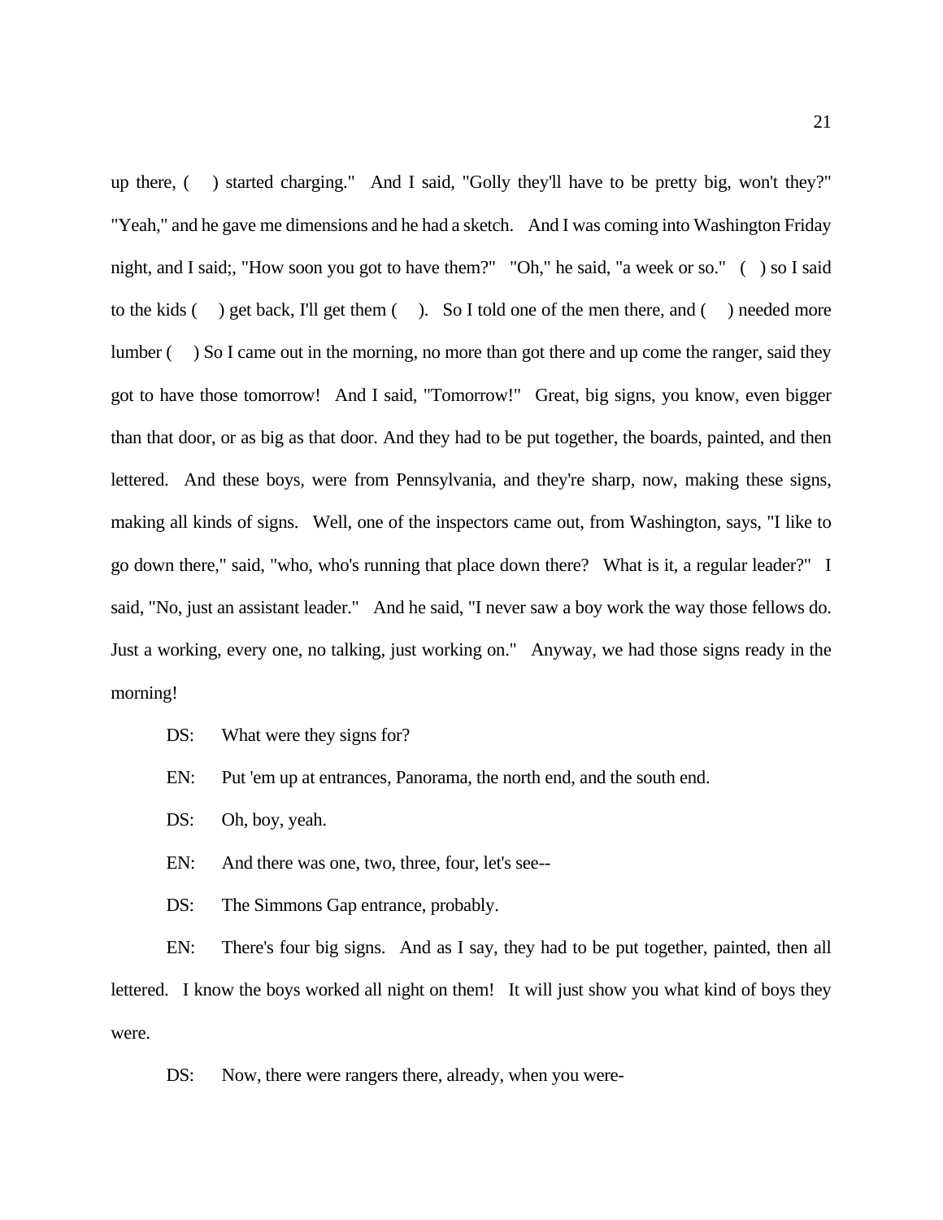up there, (     ) started charging."   And I said, "Golly they'll have to be pretty big, won't they?" "Yeah," and he gave me dimensions and he had a sketch.   And I was coming into Washington Friday night, and I said;, "How soon you got to have them?"   "Oh," he said, "a week or so."   (   ) so I said to the kids (     ) get back, I'll get them (     ).   So I told one of the men there, and (     ) needed more lumber (     ) So I came out in the morning, no more than got there and up come the ranger, said they got to have those tomorrow!   And I said, "Tomorrow!"   Great, big signs, you know, even bigger than that door, or as big as that door. And they had to be put together, the boards, painted, and then lettered.   And these boys, were from Pennsylvania, and they're sharp, now, making these signs, making all kinds of signs.   Well, one of the inspectors came out, from Washington, says, "I like to go down there," said, "who, who's running that place down there?   What is it, a regular leader?"   I said, "No, just an assistant leader."   And he said, "I never saw a boy work the way those fellows do. Just a working, every one, no talking, just working on."   Anyway, we had those signs ready in the morning!

DS: What were they signs for?

EN: Put 'em up at entrances, Panorama, the north end, and the south end.

DS: Oh, boy, yeah.

EN: And there was one, two, three, four, let's see--

DS: The Simmons Gap entrance, probably.

EN: There's four big signs.   And as I say, they had to be put together, painted, then all lettered.   I know the boys worked all night on them!   It will just show you what kind of boys they were.

DS: Now, there were rangers there, already, when you were-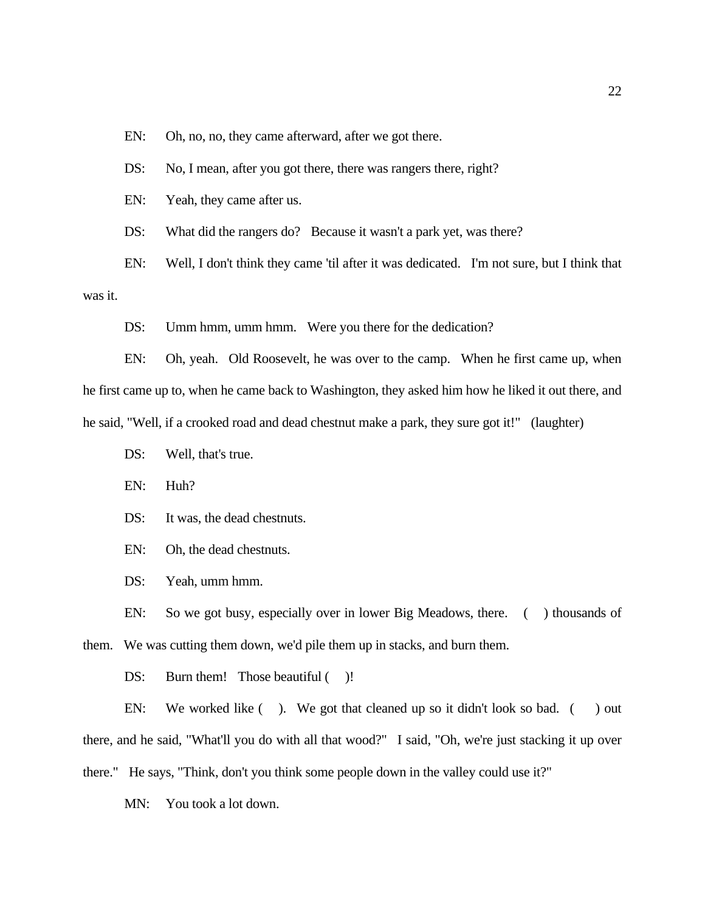EN: Oh, no, no, they came afterward, after we got there.

DS: No, I mean, after you got there, there was rangers there, right?

EN: Yeah, they came after us.

DS: What did the rangers do? Because it wasn't a park yet, was there?

EN: Well, I don't think they came 'til after it was dedicated. I'm not sure, but I think that was it.

DS: Umm hmm, umm hmm. Were you there for the dedication?

EN: Oh, yeah. Old Roosevelt, he was over to the camp. When he first came up, when he first came up to, when he came back to Washington, they asked him how he liked it out there, and he said, "Well, if a crooked road and dead chestnut make a park, they sure got it!" (laughter)

DS: Well, that's true.

EN: Huh?

DS: It was, the dead chestnuts.

EN: Oh, the dead chestnuts.

DS: Yeah, umm hmm.

EN: So we got busy, especially over in lower Big Meadows, there. ( ) thousands of them. We was cutting them down, we'd pile them up in stacks, and burn them.

DS: Burn them! Those beautiful ( )!

EN: We worked like ( ). We got that cleaned up so it didn't look so bad. ( ) out there, and he said, "What'll you do with all that wood?" I said, "Oh, we're just stacking it up over there." He says, "Think, don't you think some people down in the valley could use it?"

MN: You took a lot down.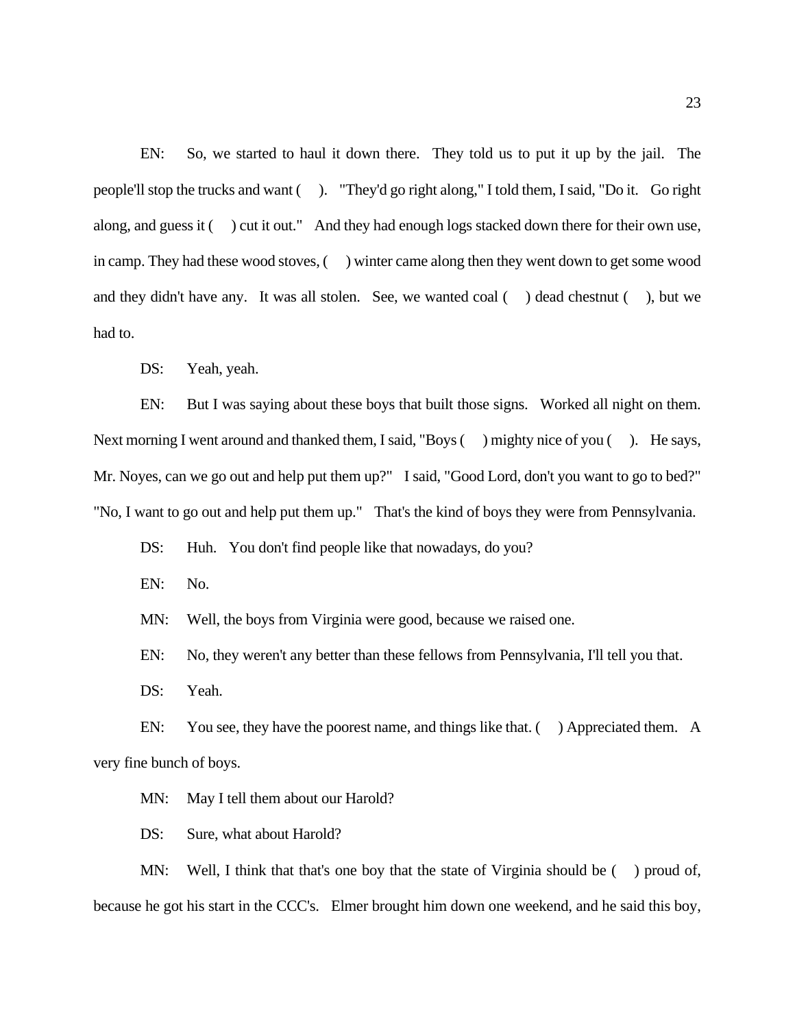EN: So, we started to haul it down there. They told us to put it up by the jail. The people'll stop the trucks and want ( ). "They'd go right along," I told them, I said, "Do it. Go right along, and guess it ( ) cut it out." And they had enough logs stacked down there for their own use, in camp. They had these wood stoves, ( ) winter came along then they went down to get some wood and they didn't have any. It was all stolen. See, we wanted coal ( ) dead chestnut ( ), but we had to.

DS: Yeah, yeah.

EN: But I was saying about these boys that built those signs. Worked all night on them. Next morning I went around and thanked them, I said, "Boys ( ) mighty nice of you ( ). He says, Mr. Noyes, can we go out and help put them up?" I said, "Good Lord, don't you want to go to bed?" "No, I want to go out and help put them up." That's the kind of boys they were from Pennsylvania.

DS: Huh. You don't find people like that nowadays, do you?

EN: No.

MN: Well, the boys from Virginia were good, because we raised one.

EN: No, they weren't any better than these fellows from Pennsylvania, I'll tell you that.

DS: Yeah.

EN: You see, they have the poorest name, and things like that. ( ) Appreciated them. A very fine bunch of boys.

MN: May I tell them about our Harold?

DS: Sure, what about Harold?

MN: Well, I think that that's one boy that the state of Virginia should be ( ) proud of, because he got his start in the CCC's. Elmer brought him down one weekend, and he said this boy,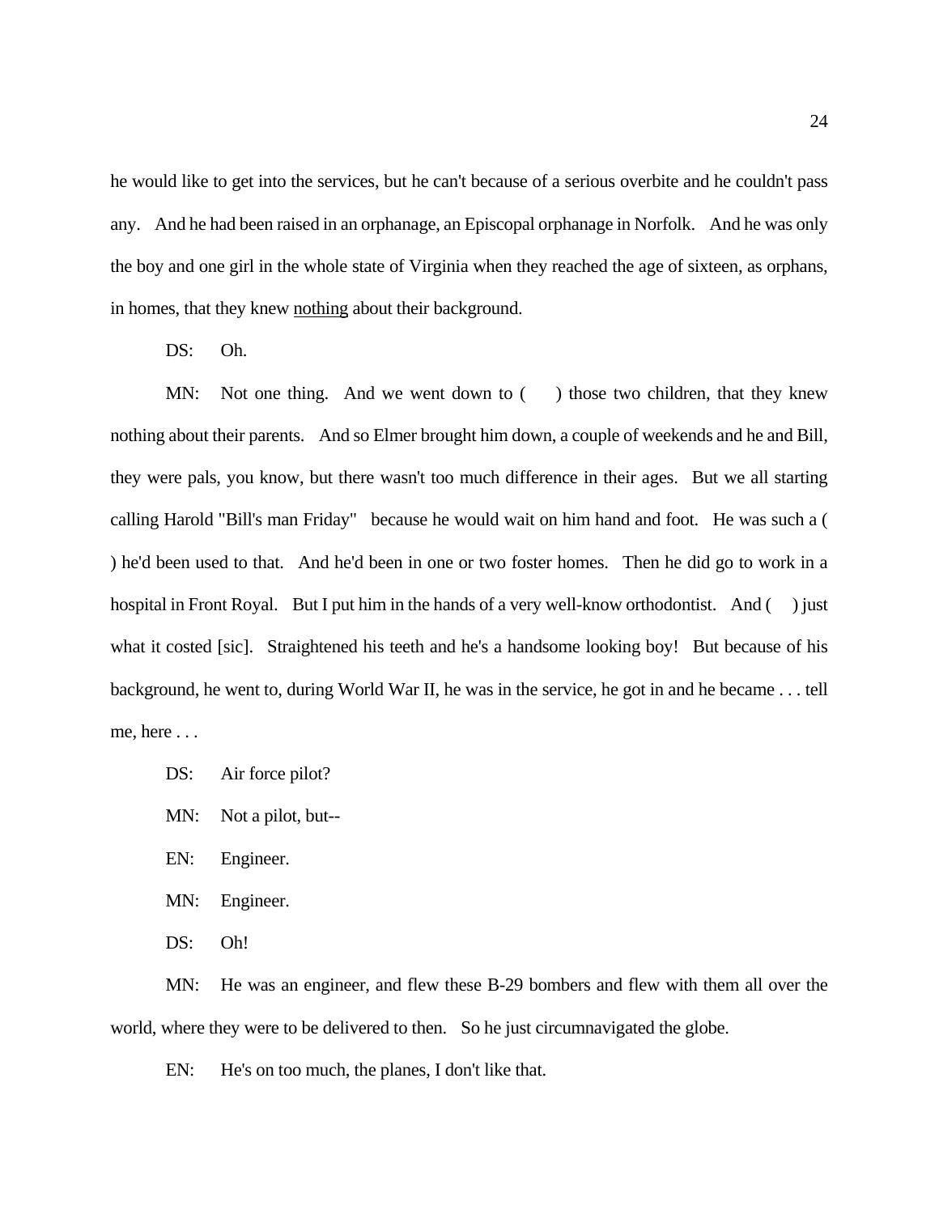he would like to get into the services, but he can't because of a serious overbite and he couldn't pass any. And he had been raised in an orphanage, an Episcopal orphanage in Norfolk. And he was only the boy and one girl in the whole state of Virginia when they reached the age of sixteen, as orphans, in homes, that they knew <u>nothing</u> about their background.

DS: Oh.

MN: Not one thing. And we went down to ( ) those two children, that they knew nothing about their parents. And so Elmer brought him down, a couple of weekends and he and Bill, they were pals, you know, but there wasn't too much difference in their ages. But we all starting calling Harold "Bill's man Friday" because he would wait on him hand and foot. He was such a ( ) he'd been used to that. And he'd been in one or two foster homes. Then he did go to work in a hospital in Front Royal. But I put him in the hands of a very well-know orthodontist. And ( ) just what it costed [sic]. Straightened his teeth and he's a handsome looking boy! But because of his background, he went to, during World War II, he was in the service, he got in and he became . . . tell me, here . . .

DS: Air force pilot?

MN: Not a pilot, but--

EN: Engineer.

MN: Engineer.

DS: Oh!

MN: He was an engineer, and flew these B-29 bombers and flew with them all over the world, where they were to be delivered to then. So he just circumnavigated the globe.

EN: He's on too much, the planes, I don't like that.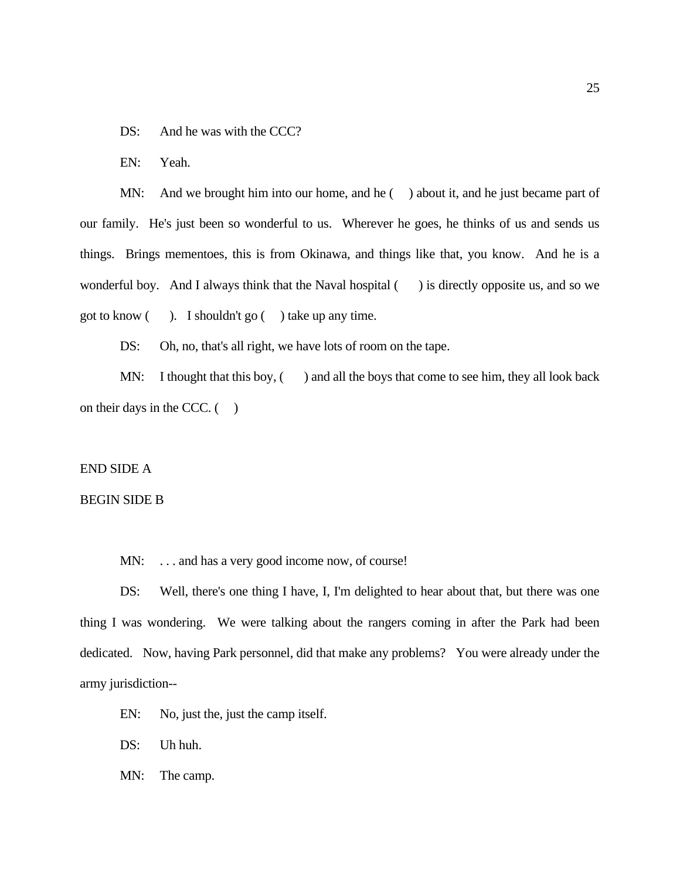DS:	And he was with the CCC?

EN:	Yeah.

MN:	And we brought him into our home, and he (     ) about it, and he just became part of our family.  He's just been so wonderful to us.  Wherever he goes, he thinks of us and sends us things.  Brings mementoes, this is from Okinawa, and things like that, you know.  And he is a wonderful boy.  And I always think that the Naval hospital (     ) is directly opposite us, and so we got to know (     ).  I shouldn't go (     ) take up any time.

DS:	Oh, no, that's all right, we have lots of room on the tape.

MN:	I thought that this boy, (     ) and all the boys that come to see him, they all look back on their days in the CCC. (     )

END SIDE A

BEGIN SIDE B

MN:	. . . and has a very good income now, of course!

DS:	Well, there's one thing I have, I, I'm delighted to hear about that, but there was one thing I was wondering.  We were talking about the rangers coming in after the Park had been dedicated.  Now, having Park personnel, did that make any problems?  You were already under the army jurisdiction--

EN:	No, just the, just the camp itself.

DS:	Uh huh.

MN:	The camp.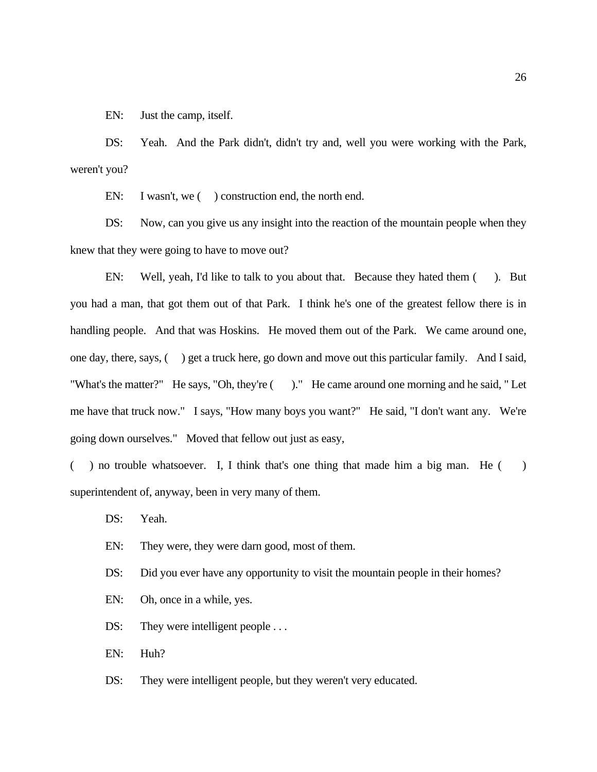EN:	Just the camp, itself.

DS:	Yeah. And the Park didn't, didn't try and, well you were working with the Park, weren't you?

EN:	I wasn't, we (  ) construction end, the north end.

DS:	Now, can you give us any insight into the reaction of the mountain people when they knew that they were going to have to move out?

EN:	Well, yeah, I'd like to talk to you about that. Because they hated them (  ). But you had a man, that got them out of that Park. I think he's one of the greatest fellow there is in handling people. And that was Hoskins. He moved them out of the Park. We came around one, one day, there, says, (  ) get a truck here, go down and move out this particular family. And I said, "What's the matter?" He says, "Oh, they're (  )." He came around one morning and he said, " Let me have that truck now." I says, "How many boys you want?" He said, "I don't want any. We're going down ourselves." Moved that fellow out just as easy, (  ) no trouble whatsoever. I, I think that's one thing that made him a big man. He (  ) superintendent of, anyway, been in very many of them.

DS:	Yeah.

EN:	They were, they were darn good, most of them.

DS:	Did you ever have any opportunity to visit the mountain people in their homes?

EN:	Oh, once in a while, yes.

DS:	They were intelligent people . . .

EN:	Huh?

DS:	They were intelligent people, but they weren't very educated.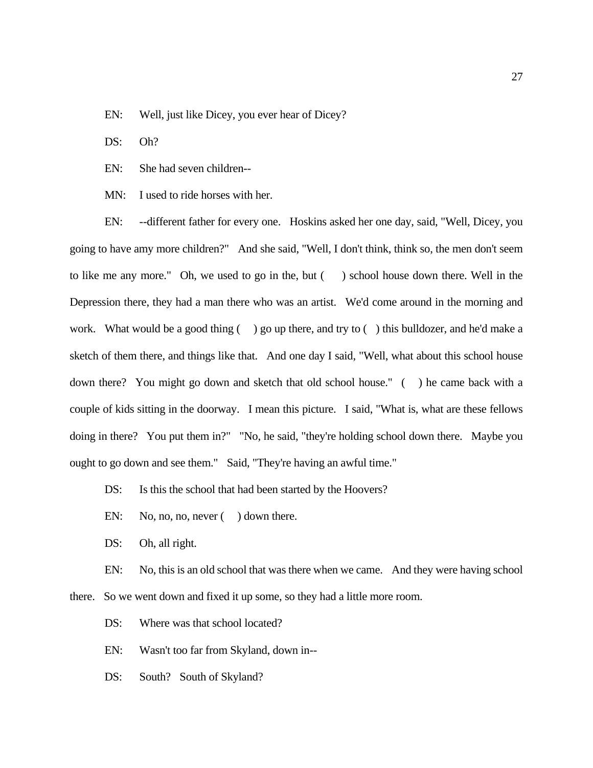EN: Well, just like Dicey, you ever hear of Dicey?

DS: Oh?

EN: She had seven children--

MN: I used to ride horses with her.

EN: --different father for every one. Hoskins asked her one day, said, "Well, Dicey, you going to have amy more children?" And she said, "Well, I don't think, think so, the men don't seem to like me any more." Oh, we used to go in the, but ( ) school house down there. Well in the Depression there, they had a man there who was an artist. We'd come around in the morning and work. What would be a good thing ( ) go up there, and try to ( ) this bulldozer, and he'd make a sketch of them there, and things like that. And one day I said, "Well, what about this school house down there? You might go down and sketch that old school house." ( ) he came back with a couple of kids sitting in the doorway. I mean this picture. I said, "What is, what are these fellows doing in there? You put them in?" "No, he said, "they're holding school down there. Maybe you ought to go down and see them." Said, "They're having an awful time."

DS: Is this the school that had been started by the Hoovers?

EN: No, no, no, never ( ) down there.

DS: Oh, all right.

EN: No, this is an old school that was there when we came. And they were having school there. So we went down and fixed it up some, so they had a little more room.

DS: Where was that school located?

EN: Wasn't too far from Skyland, down in--

DS: South? South of Skyland?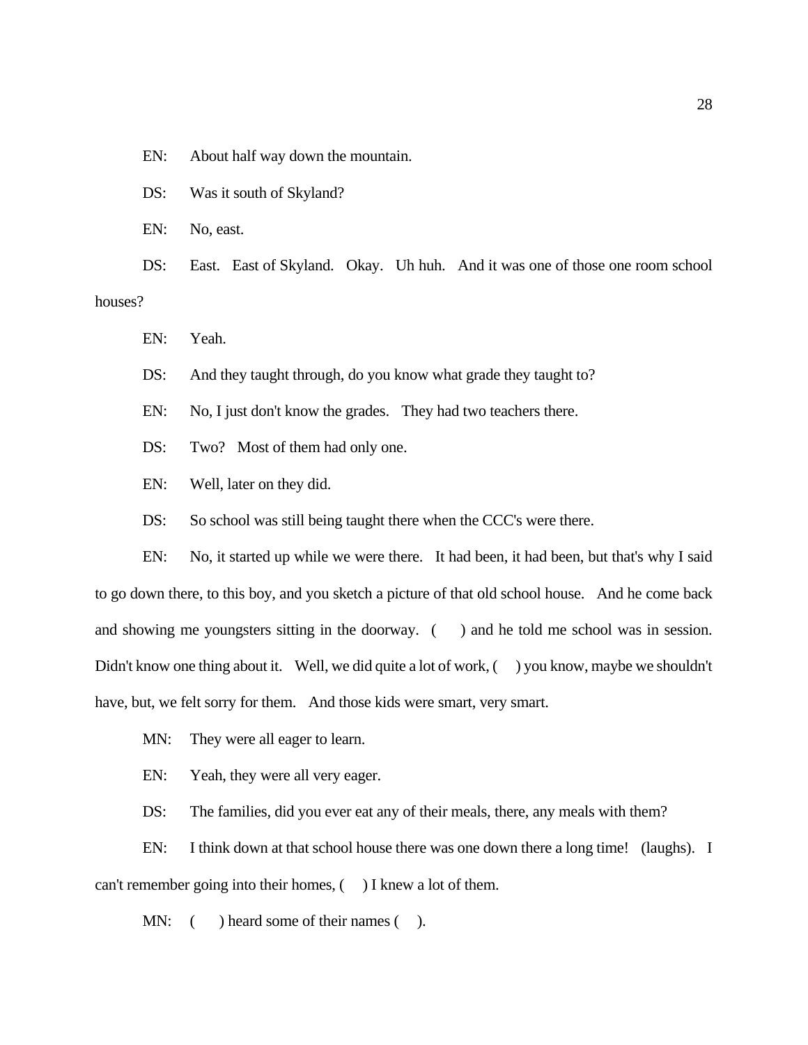EN: About half way down the mountain.

DS: Was it south of Skyland?

EN: No, east.

DS: East. East of Skyland. Okay. Uh huh. And it was one of those one room school houses?

EN: Yeah.

DS: And they taught through, do you know what grade they taught to?

EN: No, I just don't know the grades. They had two teachers there.

DS: Two? Most of them had only one.

EN: Well, later on they did.

DS: So school was still being taught there when the CCC's were there.

EN: No, it started up while we were there. It had been, it had been, but that's why I said to go down there, to this boy, and you sketch a picture of that old school house. And he come back and showing me youngsters sitting in the doorway. (   ) and he told me school was in session. Didn't know one thing about it. Well, we did quite a lot of work, (   ) you know, maybe we shouldn't have, but, we felt sorry for them. And those kids were smart, very smart.

MN: They were all eager to learn.

EN: Yeah, they were all very eager.

DS: The families, did you ever eat any of their meals, there, any meals with them?

EN: I think down at that school house there was one down there a long time! (laughs). I can't remember going into their homes, (   ) I knew a lot of them.

MN: (   ) heard some of their names (   ).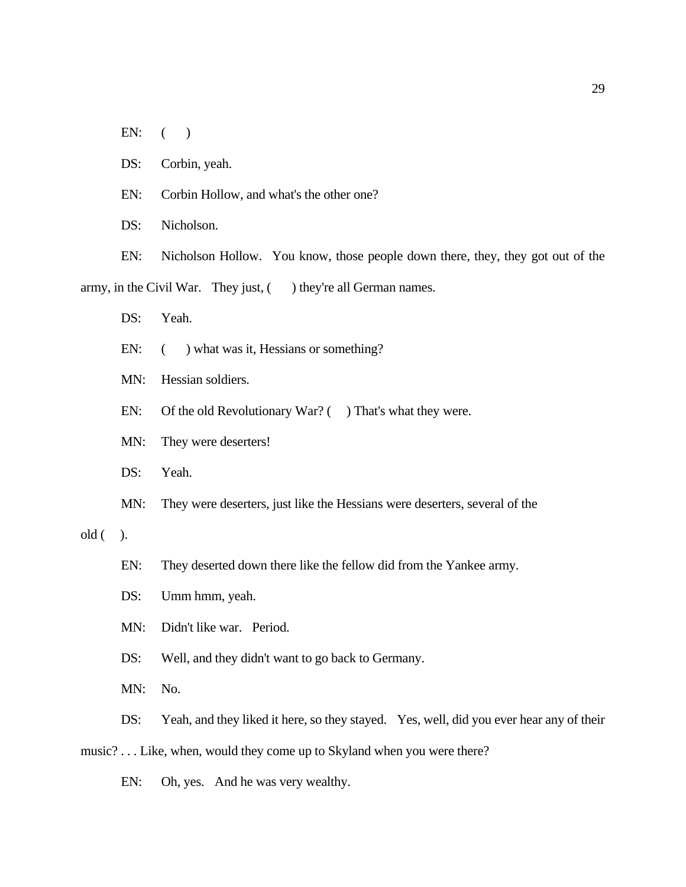EN: ( )

DS: Corbin, yeah.

EN: Corbin Hollow, and what's the other one?

DS: Nicholson.

EN: Nicholson Hollow. You know, those people down there, they, they got out of the army, in the Civil War. They just, ( ) they're all German names.

DS: Yeah.

EN: ( ) what was it, Hessians or something?

MN: Hessian soldiers.

EN: Of the old Revolutionary War? ( ) That's what they were.

MN: They were deserters!

DS: Yeah.

MN: They were deserters, just like the Hessians were deserters, several of the old ( ).

EN: They deserted down there like the fellow did from the Yankee army.

DS: Umm hmm, yeah.

MN: Didn't like war. Period.

DS: Well, and they didn't want to go back to Germany.

MN: No.

DS: Yeah, and they liked it here, so they stayed. Yes, well, did you ever hear any of their music? . . . Like, when, would they come up to Skyland when you were there?

EN: Oh, yes. And he was very wealthy.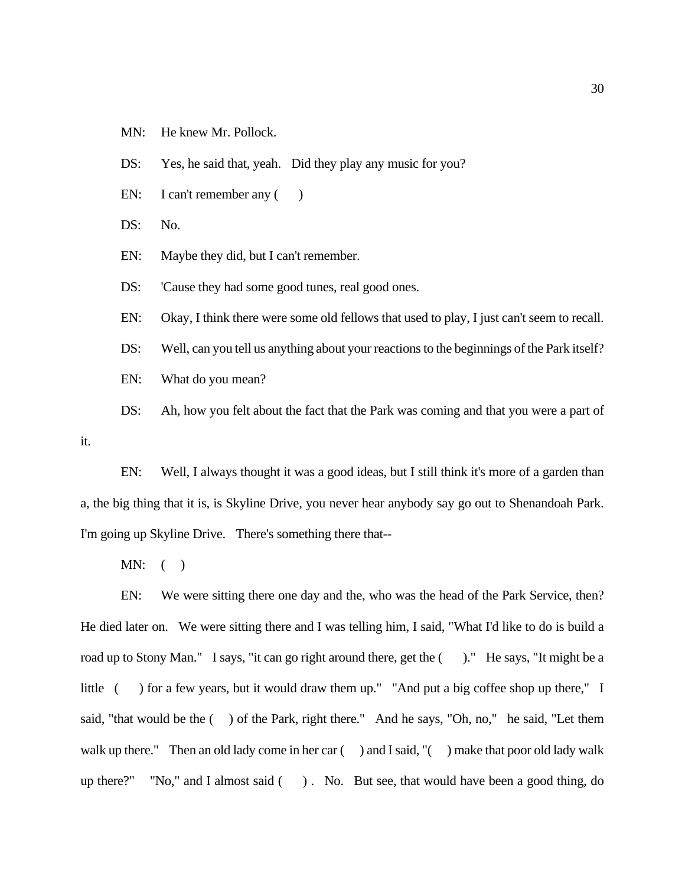MN: He knew Mr. Pollock.

DS: Yes, he said that, yeah. Did they play any music for you?

EN: I can't remember any ( )

DS: No.

EN: Maybe they did, but I can't remember.

DS: 'Cause they had some good tunes, real good ones.

EN: Okay, I think there were some old fellows that used to play, I just can't seem to recall.

DS: Well, can you tell us anything about your reactions to the beginnings of the Park itself?

EN: What do you mean?

DS: Ah, how you felt about the fact that the Park was coming and that you were a part of it.

EN: Well, I always thought it was a good ideas, but I still think it's more of a garden than a, the big thing that it is, is Skyline Drive, you never hear anybody say go out to Shenandoah Park. I'm going up Skyline Drive. There's something there that--

MN: ( )

EN: We were sitting there one day and the, who was the head of the Park Service, then? He died later on. We were sitting there and I was telling him, I said, "What I'd like to do is build a road up to Stony Man." I says, "it can go right around there, get the ( )." He says, "It might be a little ( ) for a few years, but it would draw them up." "And put a big coffee shop up there," I said, "that would be the ( ) of the Park, right there." And he says, "Oh, no," he said, "Let them walk up there." Then an old lady come in her car ( ) and I said, "( ) make that poor old lady walk up there?" "No," and I almost said ( ) . No. But see, that would have been a good thing, do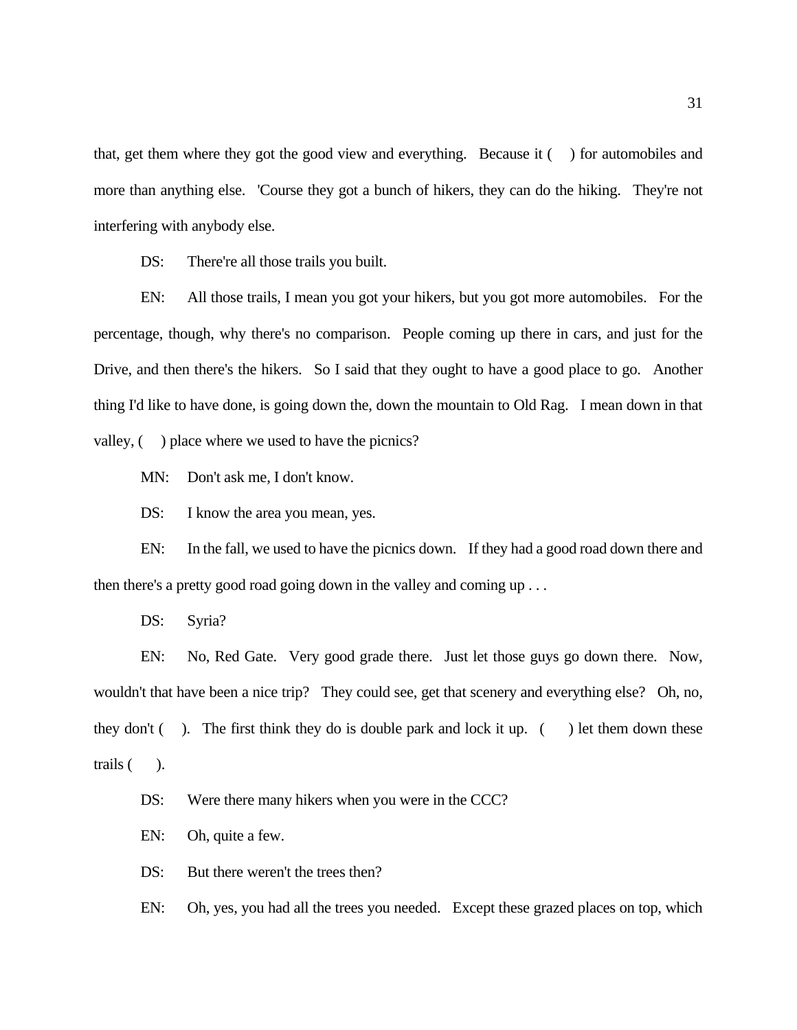that, get them where they got the good view and everything. Because it (   ) for automobiles and more than anything else. 'Course they got a bunch of hikers, they can do the hiking. They're not interfering with anybody else.

DS: There're all those trails you built.

EN: All those trails, I mean you got your hikers, but you got more automobiles. For the percentage, though, why there's no comparison. People coming up there in cars, and just for the Drive, and then there's the hikers. So I said that they ought to have a good place to go. Another thing I'd like to have done, is going down the, down the mountain to Old Rag. I mean down in that valley, (   ) place where we used to have the picnics?

MN: Don't ask me, I don't know.

DS: I know the area you mean, yes.

EN: In the fall, we used to have the picnics down. If they had a good road down there and then there's a pretty good road going down in the valley and coming up . . .

DS: Syria?

EN: No, Red Gate. Very good grade there. Just let those guys go down there. Now, wouldn't that have been a nice trip? They could see, get that scenery and everything else? Oh, no, they don't (   ). The first think they do is double park and lock it up. (   ) let them down these trails (   ).

DS: Were there many hikers when you were in the CCC?

EN: Oh, quite a few.

DS: But there weren't the trees then?

EN: Oh, yes, you had all the trees you needed. Except these grazed places on top, which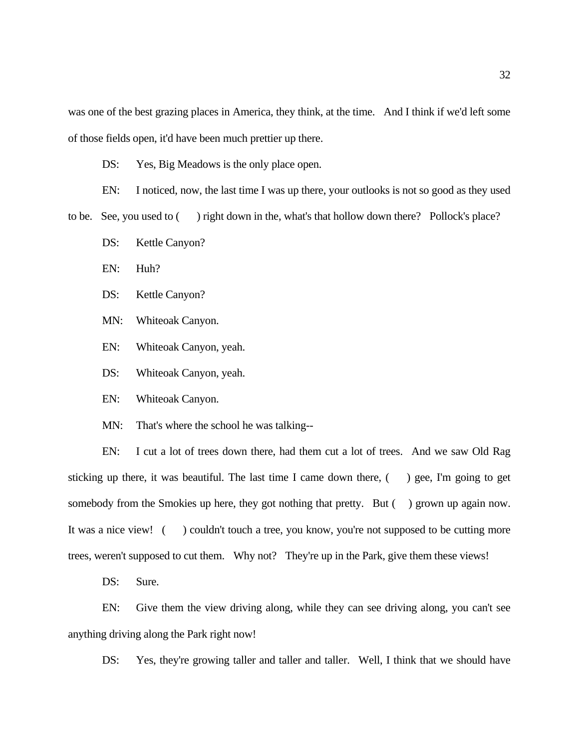was one of the best grazing places in America, they think, at the time. And I think if we'd left some of those fields open, it'd have been much prettier up there.

DS: Yes, Big Meadows is the only place open.

EN: I noticed, now, the last time I was up there, your outlooks is not so good as they used to be. See, you used to ( ) right down in the, what's that hollow down there? Pollock's place?

DS: Kettle Canyon?

EN: Huh?

DS: Kettle Canyon?

MN: Whiteoak Canyon.

EN: Whiteoak Canyon, yeah.

DS: Whiteoak Canyon, yeah.

EN: Whiteoak Canyon.

MN: That's where the school he was talking--

EN: I cut a lot of trees down there, had them cut a lot of trees. And we saw Old Rag sticking up there, it was beautiful. The last time I came down there, ( ) gee, I'm going to get somebody from the Smokies up here, they got nothing that pretty. But ( ) grown up again now. It was a nice view! ( ) couldn't touch a tree, you know, you're not supposed to be cutting more trees, weren't supposed to cut them. Why not? They're up in the Park, give them these views!

DS: Sure.

EN: Give them the view driving along, while they can see driving along, you can't see anything driving along the Park right now!

DS: Yes, they're growing taller and taller and taller. Well, I think that we should have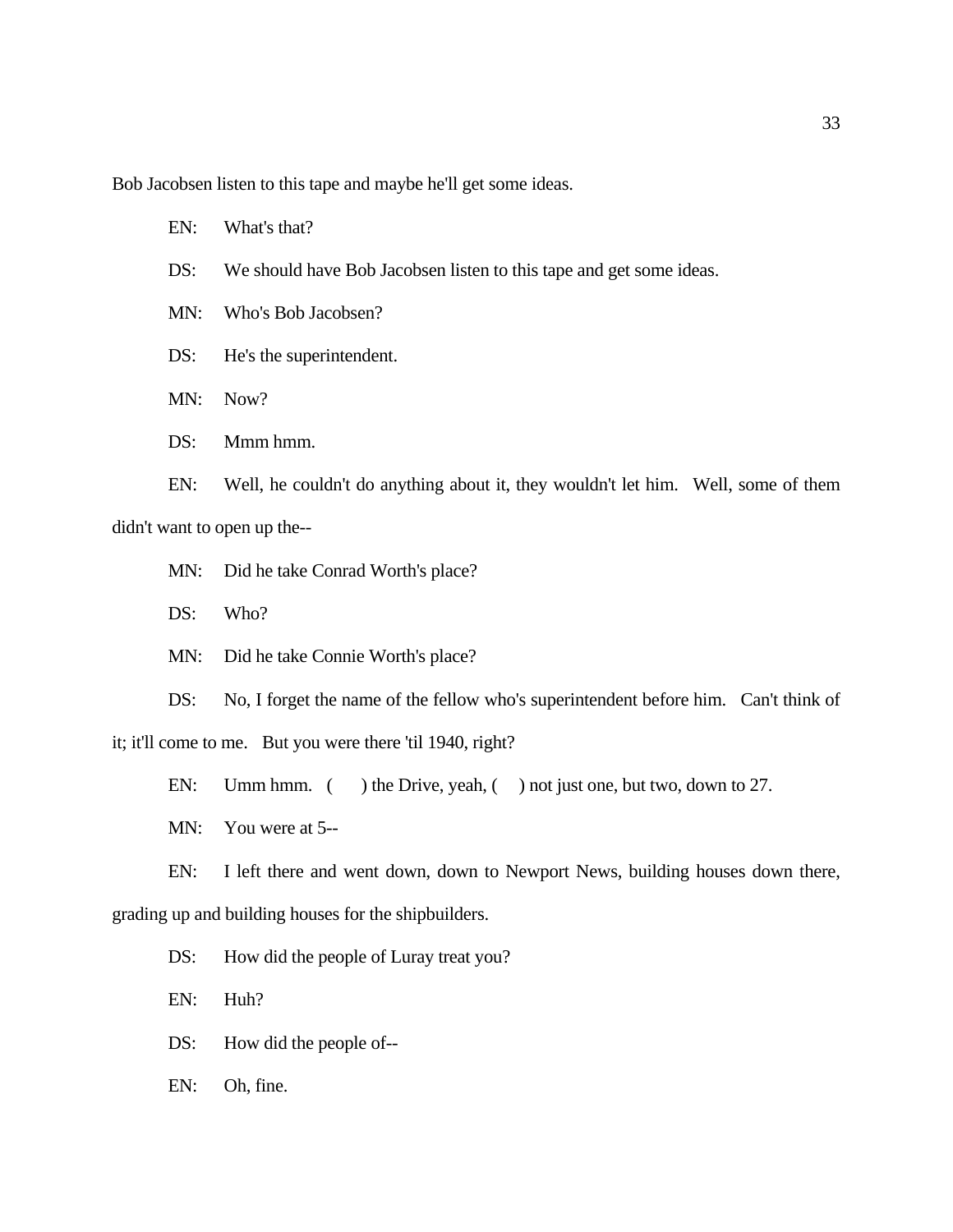Bob Jacobsen listen to this tape and maybe he'll get some ideas.

EN: What's that?

DS: We should have Bob Jacobsen listen to this tape and get some ideas.

MN: Who's Bob Jacobsen?

DS: He's the superintendent.

MN: Now?

DS: Mmm hmm.

EN: Well, he couldn't do anything about it, they wouldn't let him. Well, some of them didn't want to open up the--

MN: Did he take Conrad Worth's place?

DS: Who?

MN: Did he take Connie Worth's place?

DS: No, I forget the name of the fellow who's superintendent before him. Can't think of it; it'll come to me. But you were there 'til 1940, right?

EN: Umm hmm. (   ) the Drive, yeah, (   ) not just one, but two, down to 27.

MN: You were at 5--

EN: I left there and went down, down to Newport News, building houses down there, grading up and building houses for the shipbuilders.

DS: How did the people of Luray treat you?

EN: Huh?

DS: How did the people of--

EN: Oh, fine.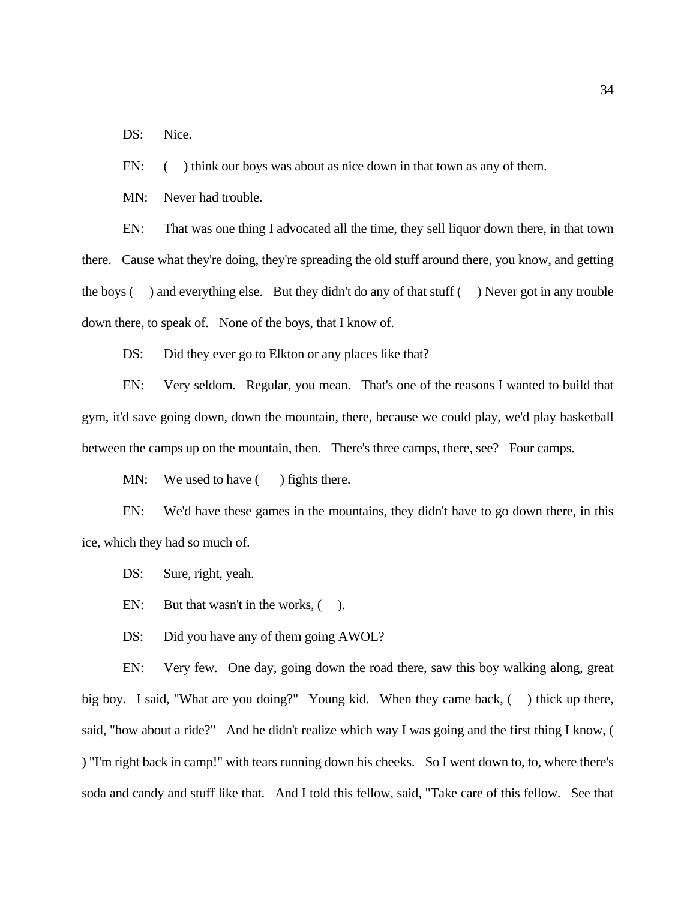DS: Nice.

EN: (     ) think our boys was about as nice down in that town as any of them.

MN: Never had trouble.

EN: That was one thing I advocated all the time, they sell liquor down there, in that town there. Cause what they're doing, they're spreading the old stuff around there, you know, and getting the boys (     ) and everything else. But they didn't do any of that stuff (     ) Never got in any trouble down there, to speak of. None of the boys, that I know of.

DS: Did they ever go to Elkton or any places like that?

EN: Very seldom. Regular, you mean. That's one of the reasons I wanted to build that gym, it'd save going down, down the mountain, there, because we could play, we'd play basketball between the camps up on the mountain, then. There's three camps, there, see? Four camps.

MN: We used to have (     ) fights there.

EN: We'd have these games in the mountains, they didn't have to go down there, in this ice, which they had so much of.

DS: Sure, right, yeah.

EN: But that wasn't in the works, (     ).

DS: Did you have any of them going AWOL?

EN: Very few. One day, going down the road there, saw this boy walking along, great big boy. I said, "What are you doing?" Young kid. When they came back, (     ) thick up there, said, "how about a ride?" And he didn't realize which way I was going and the first thing I know, (     ) "I'm right back in camp!" with tears running down his cheeks. So I went down to, to, where there's soda and candy and stuff like that. And I told this fellow, said, "Take care of this fellow. See that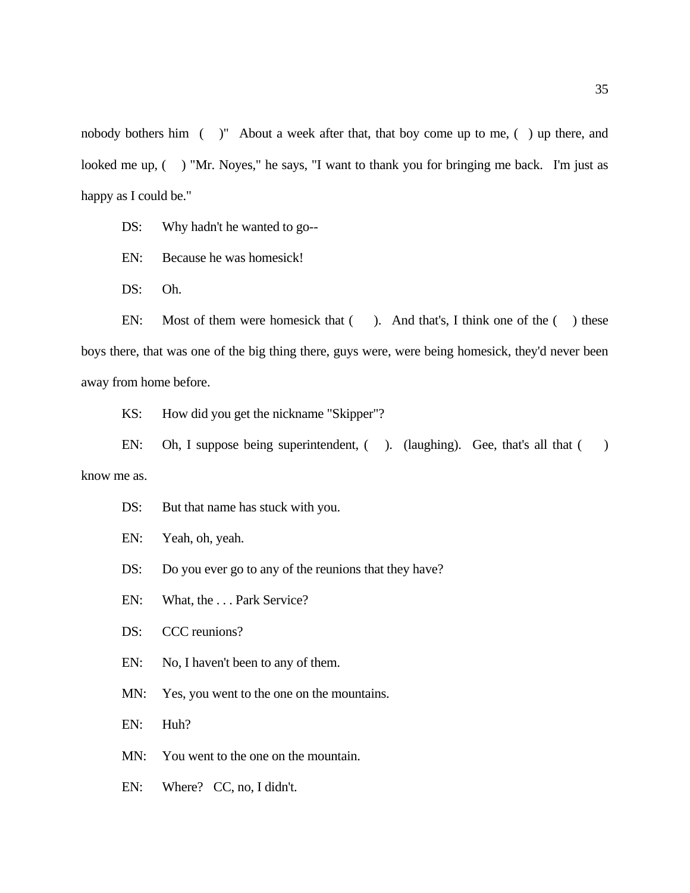nobody bothers him ( )" About a week after that, that boy come up to me, ( ) up there, and looked me up, ( ) "Mr. Noyes," he says, "I want to thank you for bringing me back. I'm just as happy as I could be."

DS: Why hadn't he wanted to go--

EN: Because he was homesick!

DS: Oh.

EN: Most of them were homesick that ( ). And that's, I think one of the ( ) these boys there, that was one of the big thing there, guys were, were being homesick, they'd never been away from home before.

KS: How did you get the nickname "Skipper"?

EN: Oh, I suppose being superintendent, ( ). (laughing). Gee, that's all that ( ) know me as.

DS: But that name has stuck with you.

EN: Yeah, oh, yeah.

DS: Do you ever go to any of the reunions that they have?

EN: What, the . . . Park Service?

DS: CCC reunions?

EN: No, I haven't been to any of them.

MN: Yes, you went to the one on the mountains.

EN: Huh?

MN: You went to the one on the mountain.

EN: Where? CC, no, I didn't.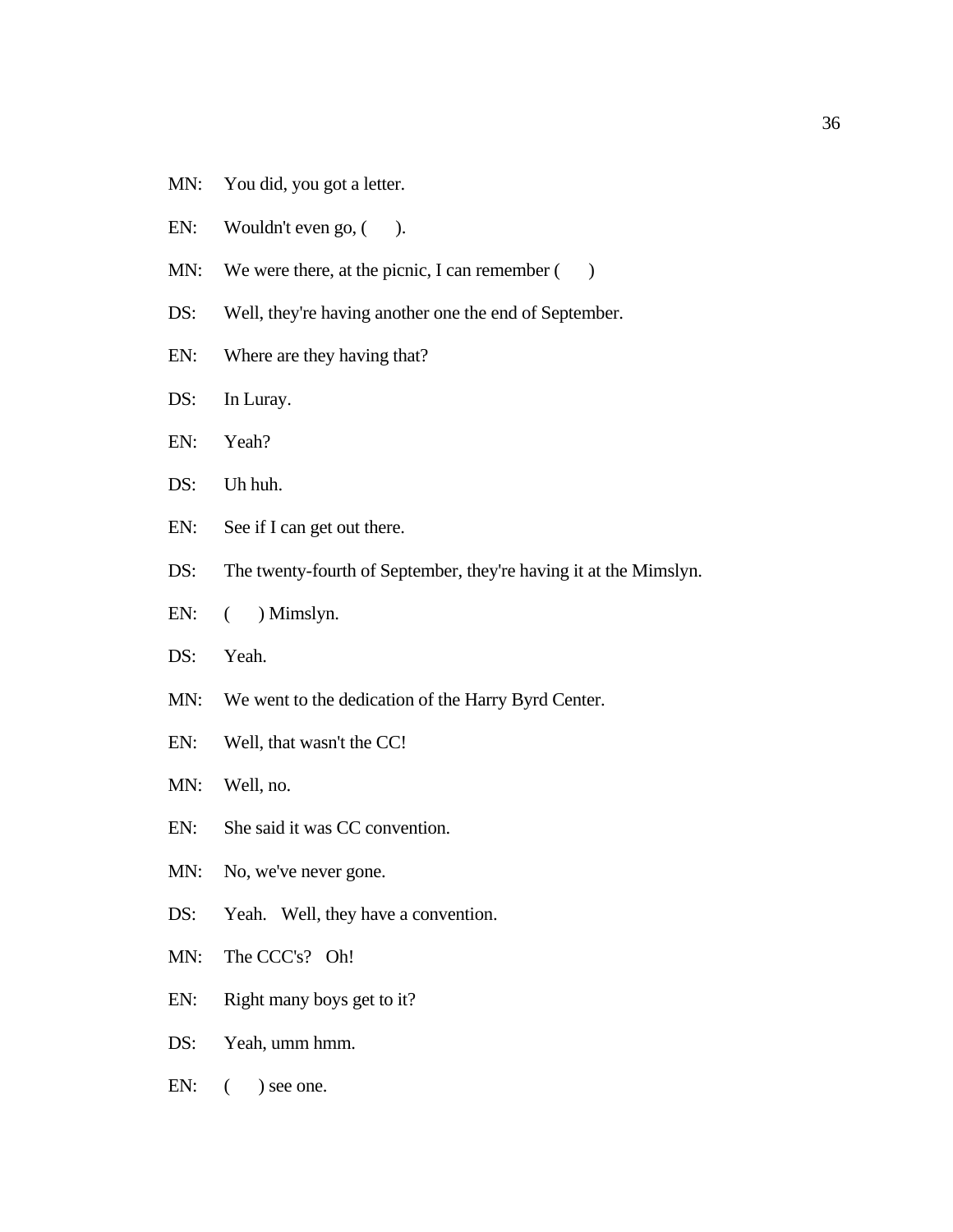MN: You did, you got a letter.

EN: Wouldn't even go, (  ).

MN: We were there, at the picnic, I can remember (  )

DS: Well, they're having another one the end of September.

EN: Where are they having that?

DS: In Luray.

EN: Yeah?

DS: Uh huh.

EN: See if I can get out there.

DS: The twenty-fourth of September, they're having it at the Mimslyn.

EN: (  ) Mimslyn.

DS: Yeah.

MN: We went to the dedication of the Harry Byrd Center.

EN: Well, that wasn't the CC!

MN: Well, no.

EN: She said it was CC convention.

MN: No, we've never gone.

DS: Yeah. Well, they have a convention.

MN: The CCC's? Oh!

EN: Right many boys get to it?

DS: Yeah, umm hmm.

EN: (  ) see one.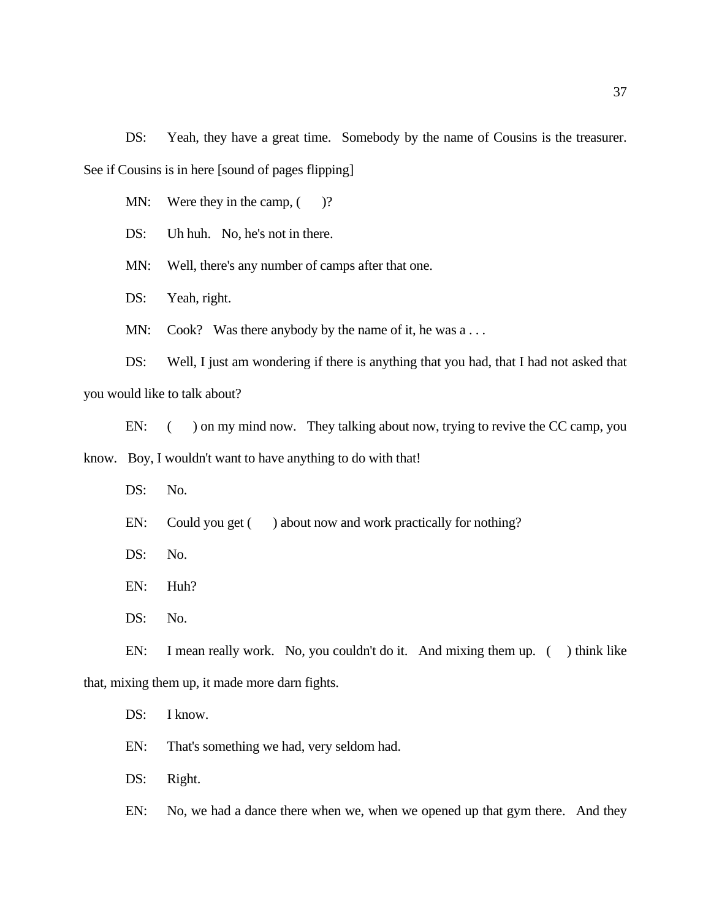DS: Yeah, they have a great time. Somebody by the name of Cousins is the treasurer. See if Cousins is in here [sound of pages flipping]

MN: Were they in the camp, (  )?

DS: Uh huh. No, he's not in there.

MN: Well, there's any number of camps after that one.

DS: Yeah, right.

MN: Cook? Was there anybody by the name of it, he was a . . .

DS: Well, I just am wondering if there is anything that you had, that I had not asked that you would like to talk about?

EN: (  ) on my mind now. They talking about now, trying to revive the CC camp, you know. Boy, I wouldn't want to have anything to do with that!

DS: No.

EN: Could you get (  ) about now and work practically for nothing?

DS: No.

EN: Huh?

DS: No.

EN: I mean really work. No, you couldn't do it. And mixing them up. (  ) think like that, mixing them up, it made more darn fights.

DS: I know.

EN: That's something we had, very seldom had.

DS: Right.

EN: No, we had a dance there when we, when we opened up that gym there. And they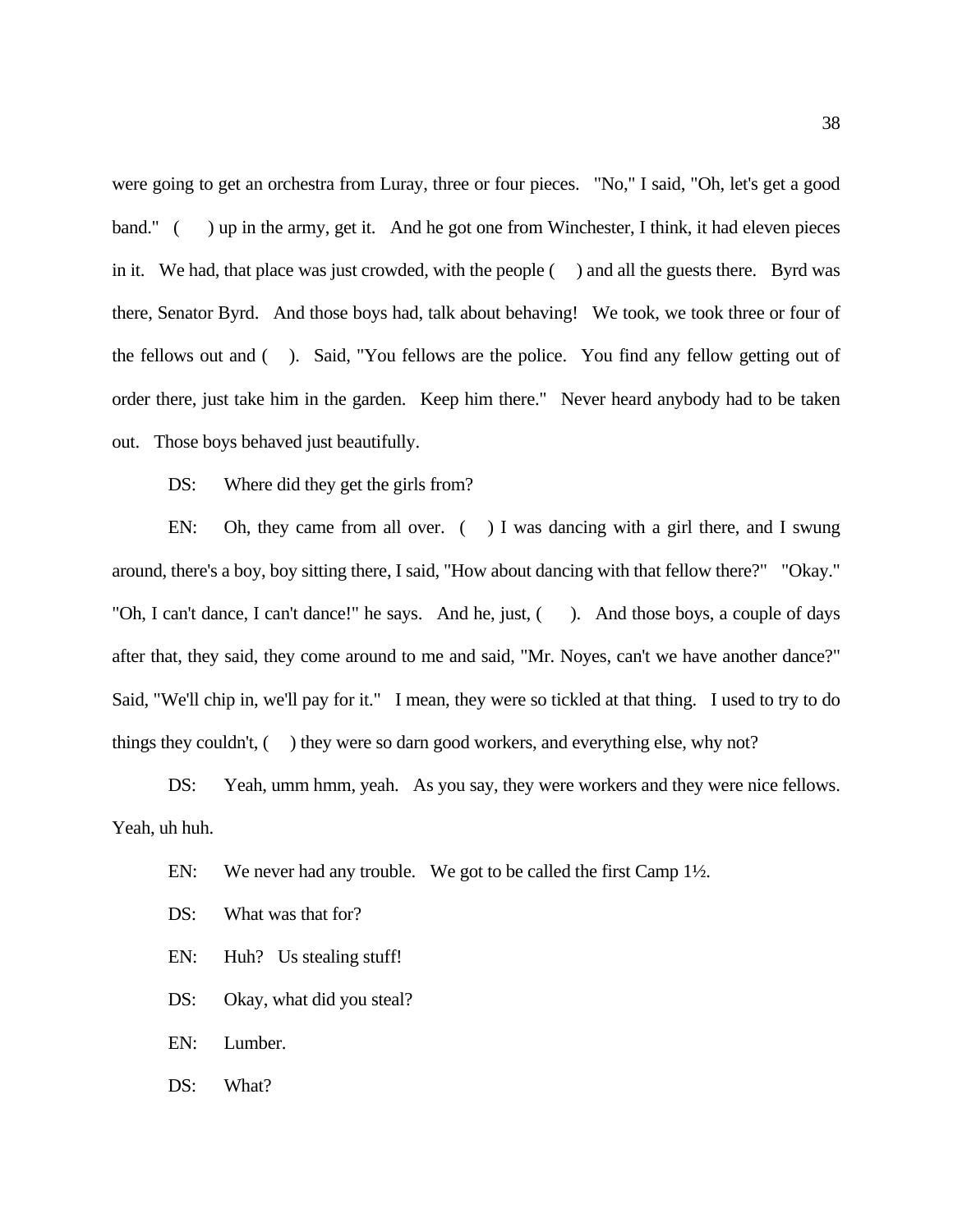were going to get an orchestra from Luray, three or four pieces. "No," I said, "Oh, let's get a good band." ( ) up in the army, get it. And he got one from Winchester, I think, it had eleven pieces in it. We had, that place was just crowded, with the people ( ) and all the guests there. Byrd was there, Senator Byrd. And those boys had, talk about behaving! We took, we took three or four of the fellows out and ( ). Said, "You fellows are the police. You find any fellow getting out of order there, just take him in the garden. Keep him there." Never heard anybody had to be taken out. Those boys behaved just beautifully.

DS: Where did they get the girls from?

EN: Oh, they came from all over. ( ) I was dancing with a girl there, and I swung around, there's a boy, boy sitting there, I said, "How about dancing with that fellow there?" "Okay." "Oh, I can't dance, I can't dance!" he says. And he, just, ( ). And those boys, a couple of days after that, they said, they come around to me and said, "Mr. Noyes, can't we have another dance?" Said, "We'll chip in, we'll pay for it." I mean, they were so tickled at that thing. I used to try to do things they couldn't, ( ) they were so darn good workers, and everything else, why not?

DS: Yeah, umm hmm, yeah. As you say, they were workers and they were nice fellows. Yeah, uh huh.

EN: We never had any trouble. We got to be called the first Camp 1½.

DS: What was that for?

EN: Huh? Us stealing stuff!

DS: Okay, what did you steal?

EN: Lumber.

DS: What?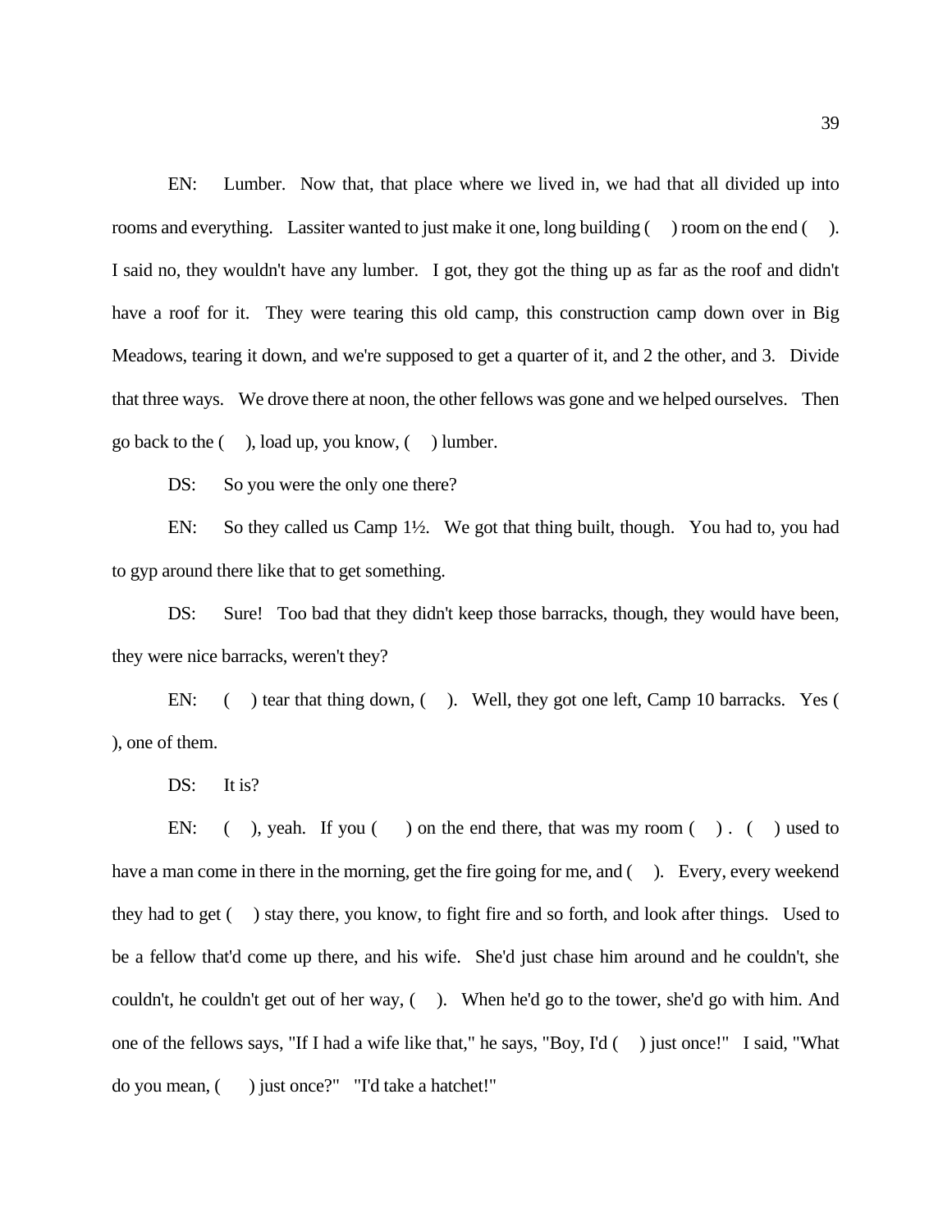EN: Lumber. Now that, that place where we lived in, we had that all divided up into rooms and everything. Lassiter wanted to just make it one, long building ( ) room on the end ( ). I said no, they wouldn't have any lumber. I got, they got the thing up as far as the roof and didn't have a roof for it. They were tearing this old camp, this construction camp down over in Big Meadows, tearing it down, and we're supposed to get a quarter of it, and 2 the other, and 3. Divide that three ways. We drove there at noon, the other fellows was gone and we helped ourselves. Then go back to the ( ), load up, you know, ( ) lumber.

DS: So you were the only one there?

EN: So they called us Camp 1½. We got that thing built, though. You had to, you had to gyp around there like that to get something.

DS: Sure! Too bad that they didn't keep those barracks, though, they would have been, they were nice barracks, weren't they?

EN: ( ) tear that thing down, ( ). Well, they got one left, Camp 10 barracks. Yes ( ), one of them.

DS: It is?

EN: ( ), yeah. If you ( ) on the end there, that was my room ( ) . ( ) used to have a man come in there in the morning, get the fire going for me, and ( ). Every, every weekend they had to get ( ) stay there, you know, to fight fire and so forth, and look after things. Used to be a fellow that'd come up there, and his wife. She'd just chase him around and he couldn't, she couldn't, he couldn't get out of her way, ( ). When he'd go to the tower, she'd go with him. And one of the fellows says, "If I had a wife like that," he says, "Boy, I'd ( ) just once!" I said, "What do you mean, ( ) just once?" "I'd take a hatchet!"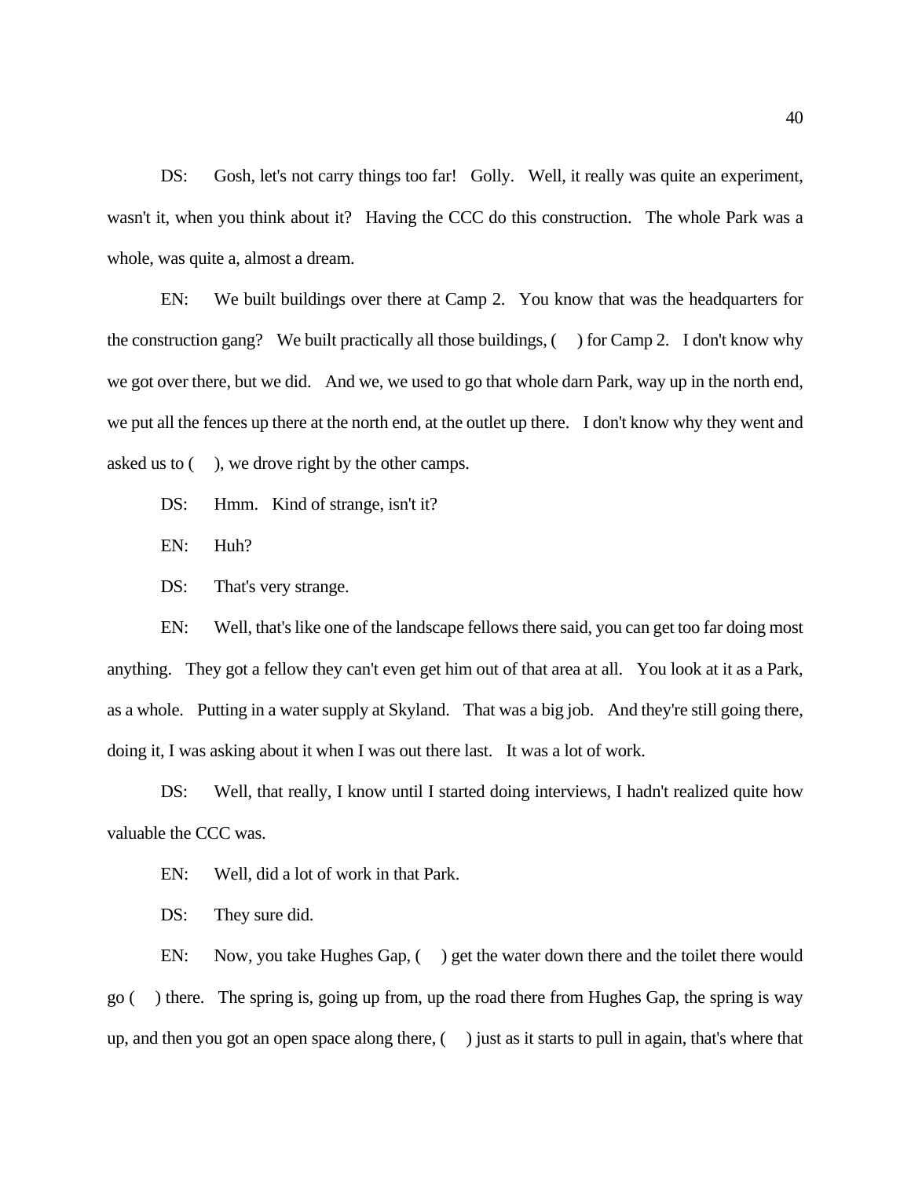DS: Gosh, let's not carry things too far! Golly. Well, it really was quite an experiment, wasn't it, when you think about it? Having the CCC do this construction. The whole Park was a whole, was quite a, almost a dream.

EN: We built buildings over there at Camp 2. You know that was the headquarters for the construction gang? We built practically all those buildings, ( ) for Camp 2. I don't know why we got over there, but we did. And we, we used to go that whole darn Park, way up in the north end, we put all the fences up there at the north end, at the outlet up there. I don't know why they went and asked us to ( ), we drove right by the other camps.

DS: Hmm. Kind of strange, isn't it?

EN: Huh?

DS: That's very strange.

EN: Well, that's like one of the landscape fellows there said, you can get too far doing most anything. They got a fellow they can't even get him out of that area at all. You look at it as a Park, as a whole. Putting in a water supply at Skyland. That was a big job. And they're still going there, doing it, I was asking about it when I was out there last. It was a lot of work.

DS: Well, that really, I know until I started doing interviews, I hadn't realized quite how valuable the CCC was.

EN: Well, did a lot of work in that Park.

DS: They sure did.

EN: Now, you take Hughes Gap, ( ) get the water down there and the toilet there would go ( ) there. The spring is, going up from, up the road there from Hughes Gap, the spring is way up, and then you got an open space along there, ( ) just as it starts to pull in again, that's where that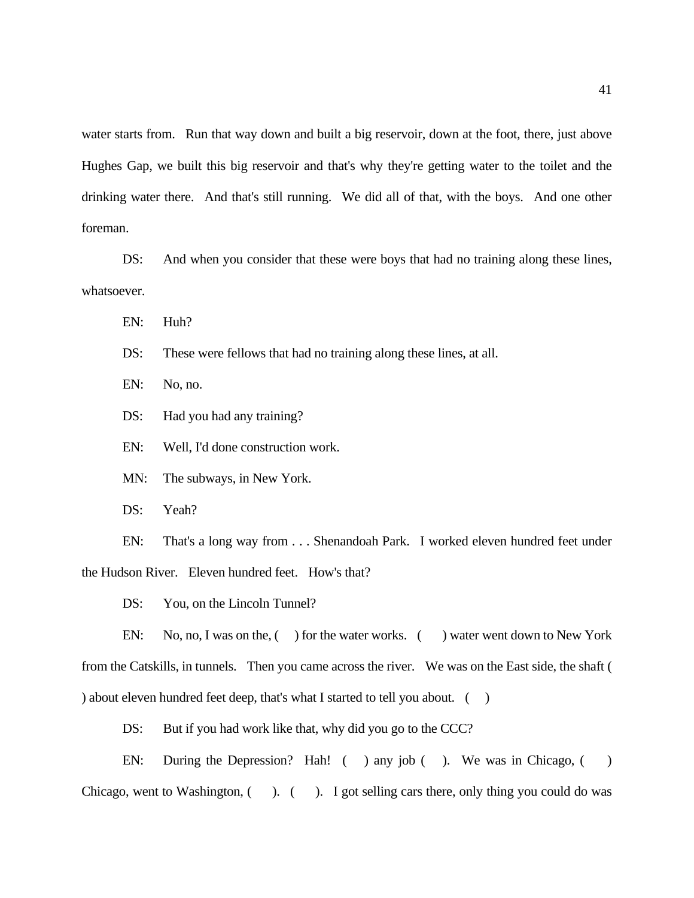water starts from. Run that way down and built a big reservoir, down at the foot, there, just above Hughes Gap, we built this big reservoir and that's why they're getting water to the toilet and the drinking water there. And that's still running. We did all of that, with the boys. And one other foreman.

DS: And when you consider that these were boys that had no training along these lines, whatsoever.

EN: Huh?

DS: These were fellows that had no training along these lines, at all.

EN: No, no.

DS: Had you had any training?

EN: Well, I'd done construction work.

MN: The subways, in New York.

DS: Yeah?

EN: That's a long way from . . . Shenandoah Park. I worked eleven hundred feet under the Hudson River. Eleven hundred feet. How's that?

DS: You, on the Lincoln Tunnel?

EN: No, no, I was on the, ( ) for the water works. ( ) water went down to New York from the Catskills, in tunnels. Then you came across the river. We was on the East side, the shaft ( ) about eleven hundred feet deep, that's what I started to tell you about. ( )

DS: But if you had work like that, why did you go to the CCC?

EN: During the Depression? Hah! ( ) any job ( ). We was in Chicago, ( ) Chicago, went to Washington, ( ). ( ). I got selling cars there, only thing you could do was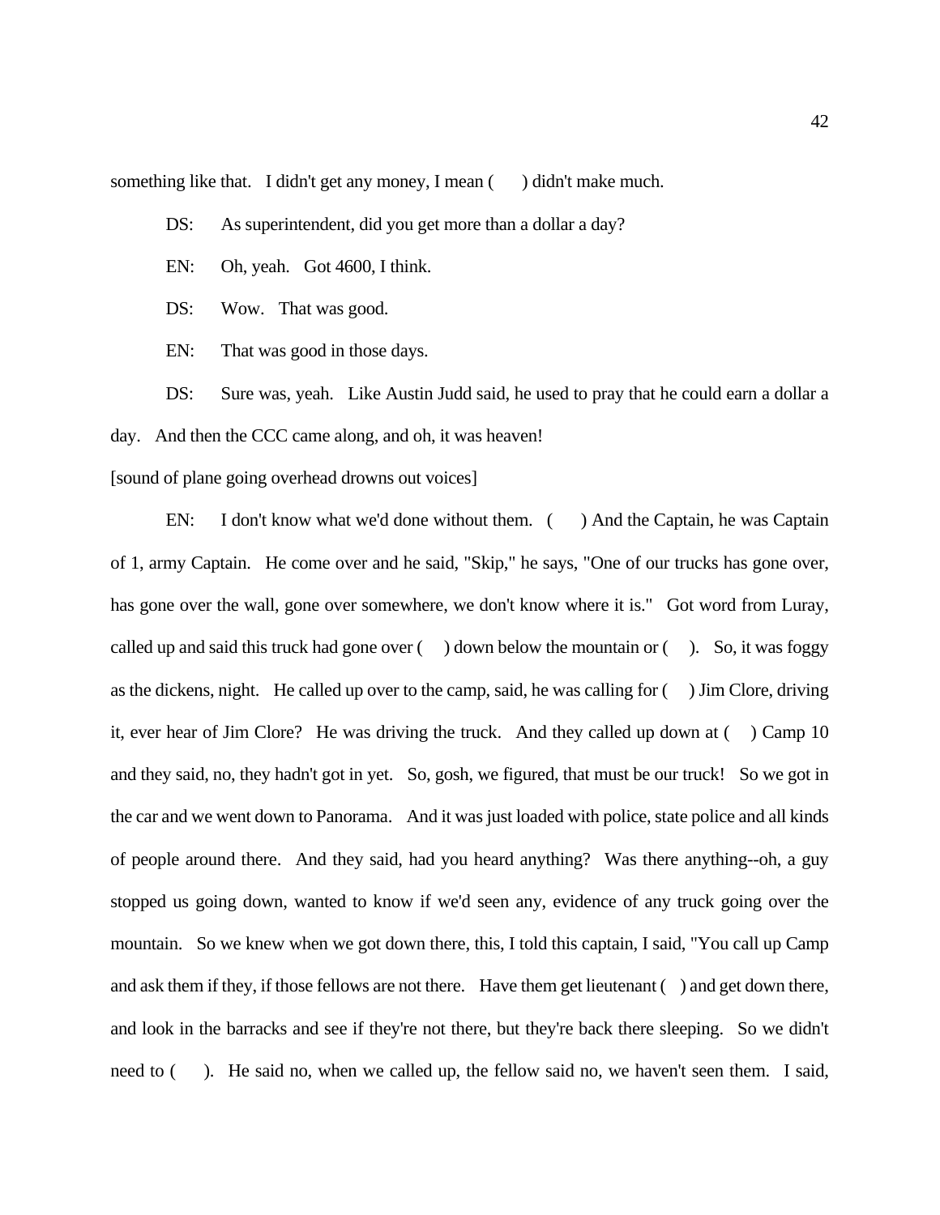something like that. I didn't get any money, I mean ( ) didn't make much.

DS: As superintendent, did you get more than a dollar a day?

EN: Oh, yeah. Got 4600, I think.

DS: Wow. That was good.

EN: That was good in those days.

DS: Sure was, yeah. Like Austin Judd said, he used to pray that he could earn a dollar a day. And then the CCC came along, and oh, it was heaven!

[sound of plane going overhead drowns out voices]

EN: I don't know what we'd done without them. ( ) And the Captain, he was Captain of 1, army Captain. He come over and he said, "Skip," he says, "One of our trucks has gone over, has gone over the wall, gone over somewhere, we don't know where it is." Got word from Luray, called up and said this truck had gone over ( ) down below the mountain or ( ). So, it was foggy as the dickens, night. He called up over to the camp, said, he was calling for ( ) Jim Clore, driving it, ever hear of Jim Clore? He was driving the truck. And they called up down at ( ) Camp 10 and they said, no, they hadn't got in yet. So, gosh, we figured, that must be our truck! So we got in the car and we went down to Panorama. And it was just loaded with police, state police and all kinds of people around there. And they said, had you heard anything? Was there anything--oh, a guy stopped us going down, wanted to know if we'd seen any, evidence of any truck going over the mountain. So we knew when we got down there, this, I told this captain, I said, "You call up Camp and ask them if they, if those fellows are not there. Have them get lieutenant ( ) and get down there, and look in the barracks and see if they're not there, but they're back there sleeping. So we didn't need to ( ). He said no, when we called up, the fellow said no, we haven't seen them. I said,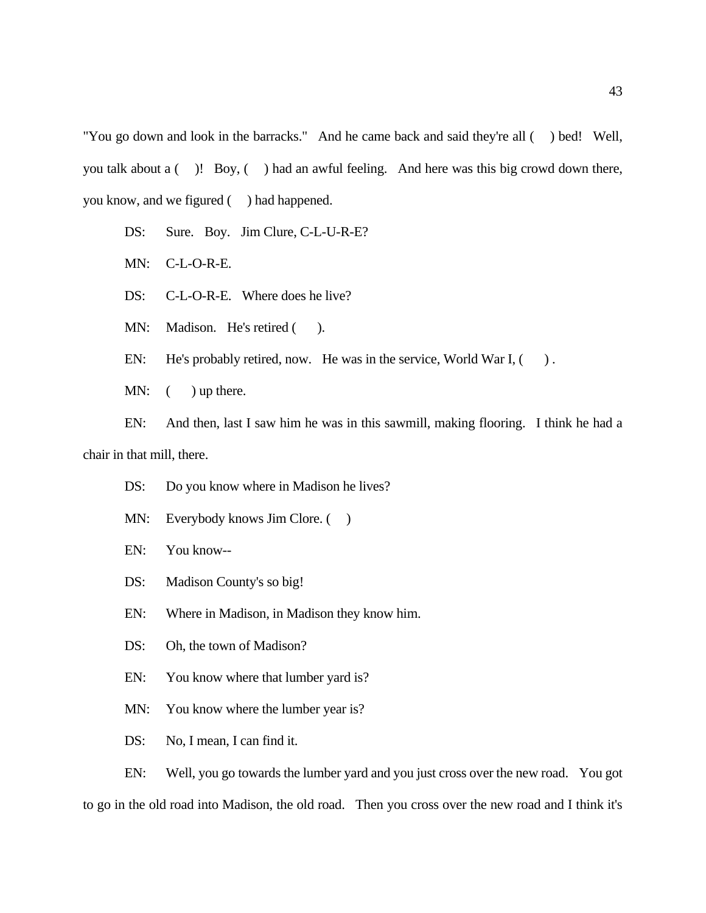"You go down and look in the barracks." And he came back and said they're all ( ) bed! Well, you talk about a ( )! Boy, ( ) had an awful feeling. And here was this big crowd down there, you know, and we figured ( ) had happened.

DS: Sure. Boy. Jim Clure, C-L-U-R-E?

MN: C-L-O-R-E.

DS: C-L-O-R-E. Where does he live?

MN: Madison. He's retired ( ).

EN: He's probably retired, now. He was in the service, World War I, ( ) .

MN: ( ) up there.

EN: And then, last I saw him he was in this sawmill, making flooring. I think he had a chair in that mill, there.

DS: Do you know where in Madison he lives?

MN: Everybody knows Jim Clore. ( )

EN: You know--

DS: Madison County's so big!

EN: Where in Madison, in Madison they know him.

DS: Oh, the town of Madison?

EN: You know where that lumber yard is?

MN: You know where the lumber year is?

DS: No, I mean, I can find it.

EN: Well, you go towards the lumber yard and you just cross over the new road. You got to go in the old road into Madison, the old road. Then you cross over the new road and I think it's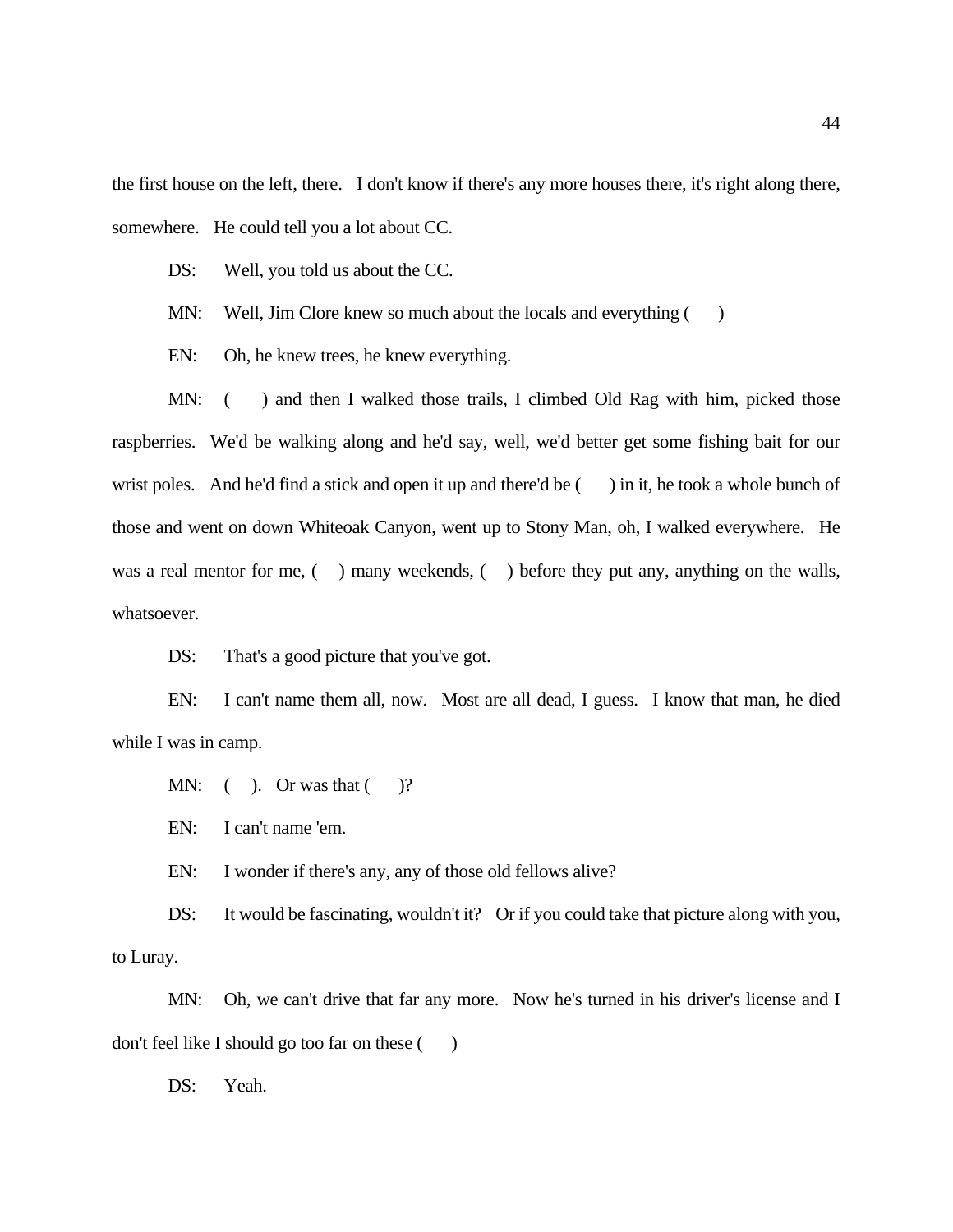the first house on the left, there. I don't know if there's any more houses there, it's right along there, somewhere. He could tell you a lot about CC.

DS: Well, you told us about the CC.

MN: Well, Jim Clore knew so much about the locals and everything ( )

EN: Oh, he knew trees, he knew everything.

MN: ( ) and then I walked those trails, I climbed Old Rag with him, picked those raspberries. We'd be walking along and he'd say, well, we'd better get some fishing bait for our wrist poles. And he'd find a stick and open it up and there'd be ( ) in it, he took a whole bunch of those and went on down Whiteoak Canyon, went up to Stony Man, oh, I walked everywhere. He was a real mentor for me, ( ) many weekends, ( ) before they put any, anything on the walls, whatsoever.

DS: That's a good picture that you've got.

EN: I can't name them all, now. Most are all dead, I guess. I know that man, he died while I was in camp.

MN: ( ). Or was that ( )?

EN: I can't name 'em.

EN: I wonder if there's any, any of those old fellows alive?

DS: It would be fascinating, wouldn't it? Or if you could take that picture along with you, to Luray.

MN: Oh, we can't drive that far any more. Now he's turned in his driver's license and I don't feel like I should go too far on these ( )

DS: Yeah.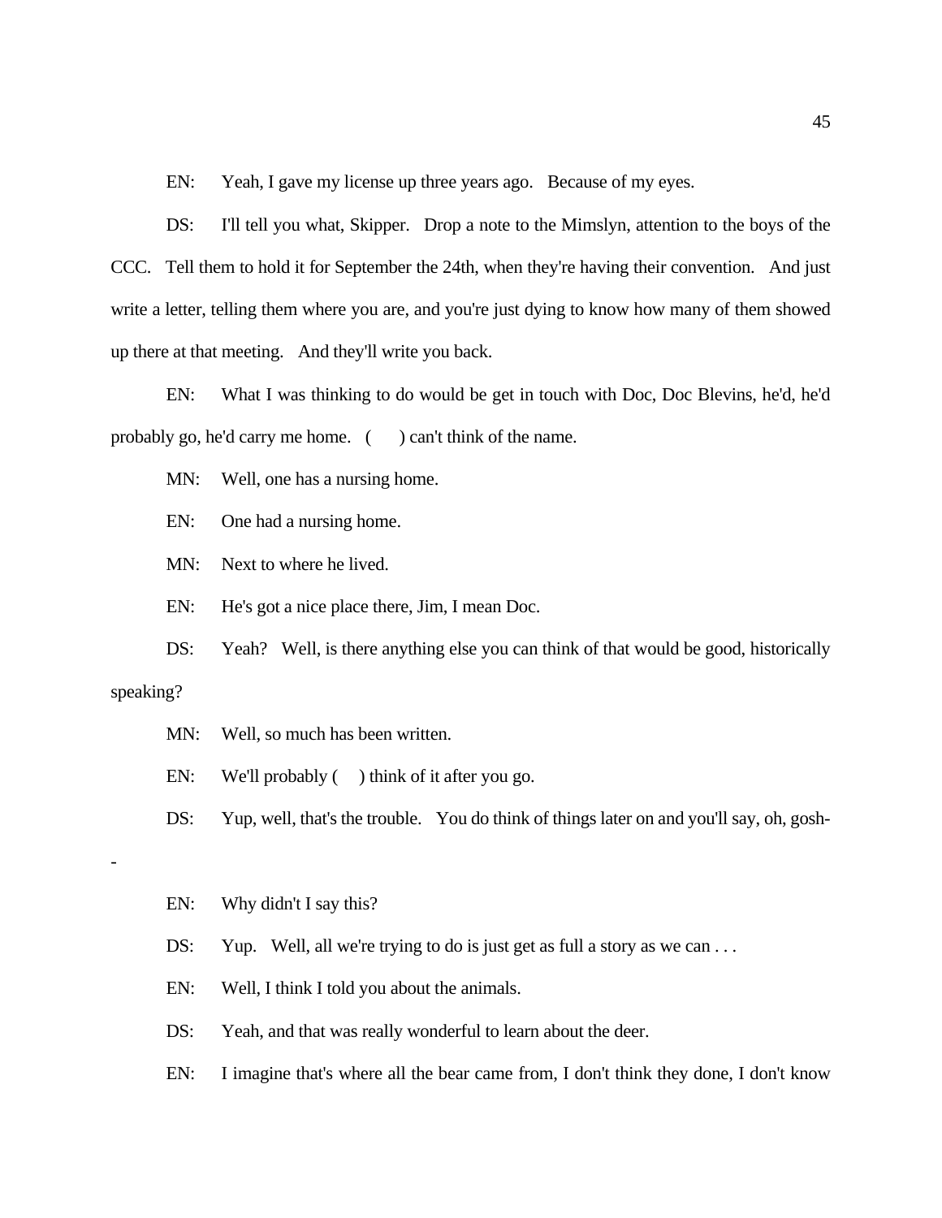EN: Yeah, I gave my license up three years ago. Because of my eyes.

DS: I'll tell you what, Skipper. Drop a note to the Mimslyn, attention to the boys of the CCC. Tell them to hold it for September the 24th, when they're having their convention. And just write a letter, telling them where you are, and you're just dying to know how many of them showed up there at that meeting. And they'll write you back.

EN: What I was thinking to do would be get in touch with Doc, Doc Blevins, he'd, he'd probably go, he'd carry me home. (      ) can't think of the name.

MN: Well, one has a nursing home.

EN: One had a nursing home.

MN: Next to where he lived.

EN: He's got a nice place there, Jim, I mean Doc.

DS: Yeah? Well, is there anything else you can think of that would be good, historically speaking?

MN: Well, so much has been written.

EN: We'll probably (     ) think of it after you go.

DS: Yup, well, that's the trouble. You do think of things later on and you'll say, oh, gosh--

EN: Why didn't I say this?

DS: Yup. Well, all we're trying to do is just get as full a story as we can . . .

EN: Well, I think I told you about the animals.

DS: Yeah, and that was really wonderful to learn about the deer.

EN: I imagine that's where all the bear came from, I don't think they done, I don't know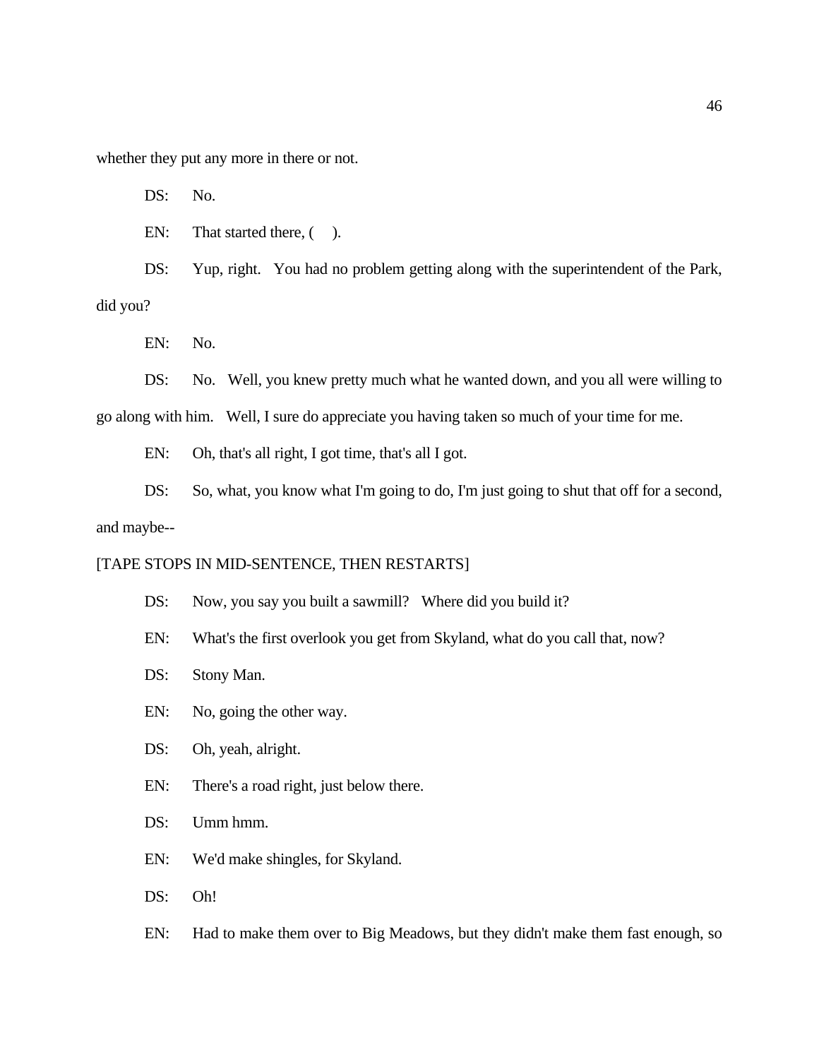whether they put any more in there or not.

DS: No.

EN: That started there, (     ).

DS: Yup, right. You had no problem getting along with the superintendent of the Park, did you?

EN: No.

DS: No. Well, you knew pretty much what he wanted down, and you all were willing to go along with him. Well, I sure do appreciate you having taken so much of your time for me.

EN: Oh, that's all right, I got time, that's all I got.

DS: So, what, you know what I'm going to do, I'm just going to shut that off for a second, and maybe--

[TAPE STOPS IN MID-SENTENCE, THEN RESTARTS]

DS: Now, you say you built a sawmill? Where did you build it?

EN: What's the first overlook you get from Skyland, what do you call that, now?

DS: Stony Man.

EN: No, going the other way.

DS: Oh, yeah, alright.

EN: There's a road right, just below there.

DS: Umm hmm.

EN: We'd make shingles, for Skyland.

DS: Oh!

EN: Had to make them over to Big Meadows, but they didn't make them fast enough, so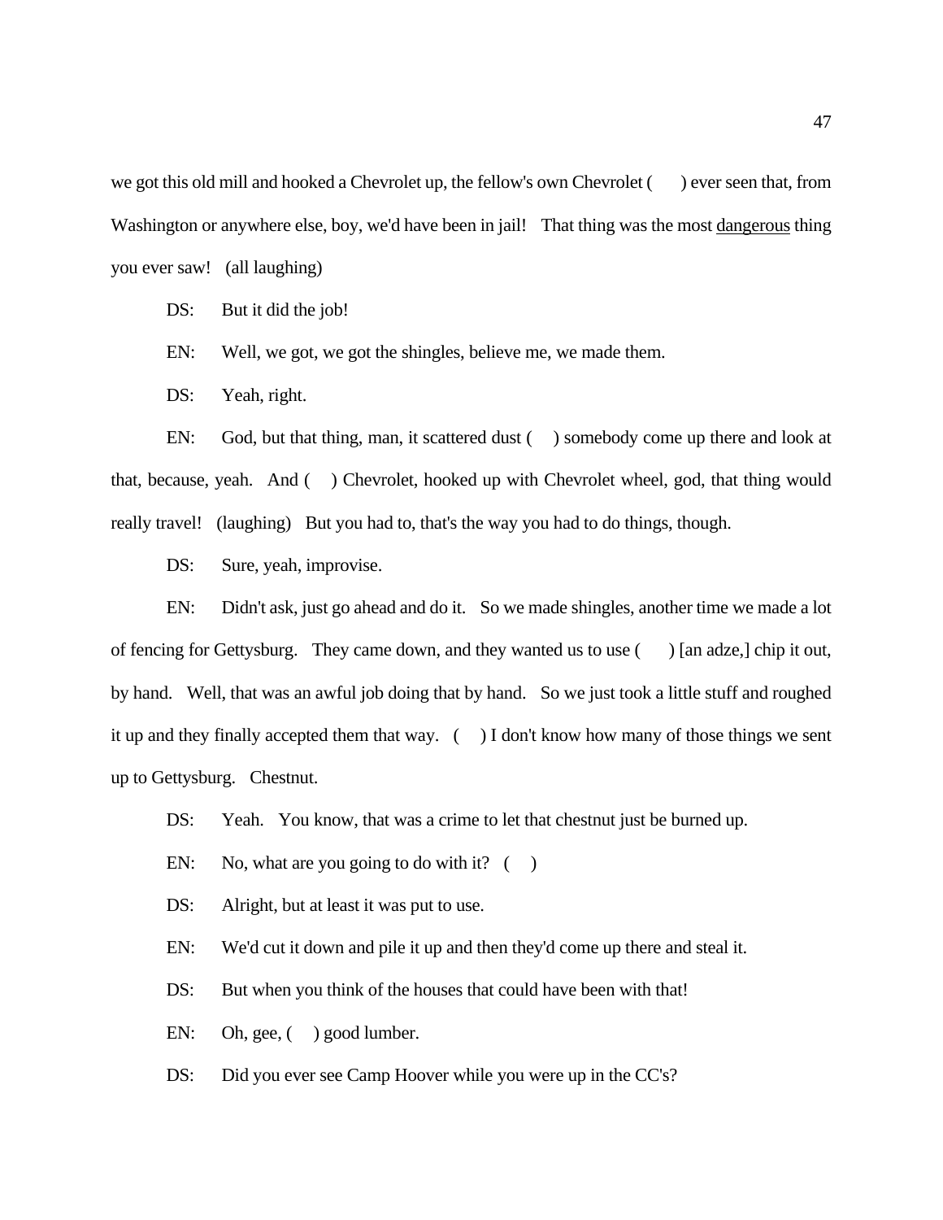we got this old mill and hooked a Chevrolet up, the fellow's own Chevrolet (     ) ever seen that, from Washington or anywhere else, boy, we'd have been in jail! That thing was the most dangerous thing you ever saw! (all laughing)

DS: But it did the job!

EN: Well, we got, we got the shingles, believe me, we made them.

DS: Yeah, right.

EN: God, but that thing, man, it scattered dust (     ) somebody come up there and look at that, because, yeah. And (     ) Chevrolet, hooked up with Chevrolet wheel, god, that thing would really travel! (laughing) But you had to, that's the way you had to do things, though.

DS: Sure, yeah, improvise.

EN: Didn't ask, just go ahead and do it. So we made shingles, another time we made a lot of fencing for Gettysburg. They came down, and they wanted us to use (     ) [an adze,] chip it out, by hand. Well, that was an awful job doing that by hand. So we just took a little stuff and roughed it up and they finally accepted them that way. (     ) I don't know how many of those things we sent up to Gettysburg. Chestnut.

DS: Yeah. You know, that was a crime to let that chestnut just be burned up.

EN: No, what are you going to do with it? (     )

DS: Alright, but at least it was put to use.

EN: We'd cut it down and pile it up and then they'd come up there and steal it.

DS: But when you think of the houses that could have been with that!

EN: Oh, gee, (     ) good lumber.

DS: Did you ever see Camp Hoover while you were up in the CC's?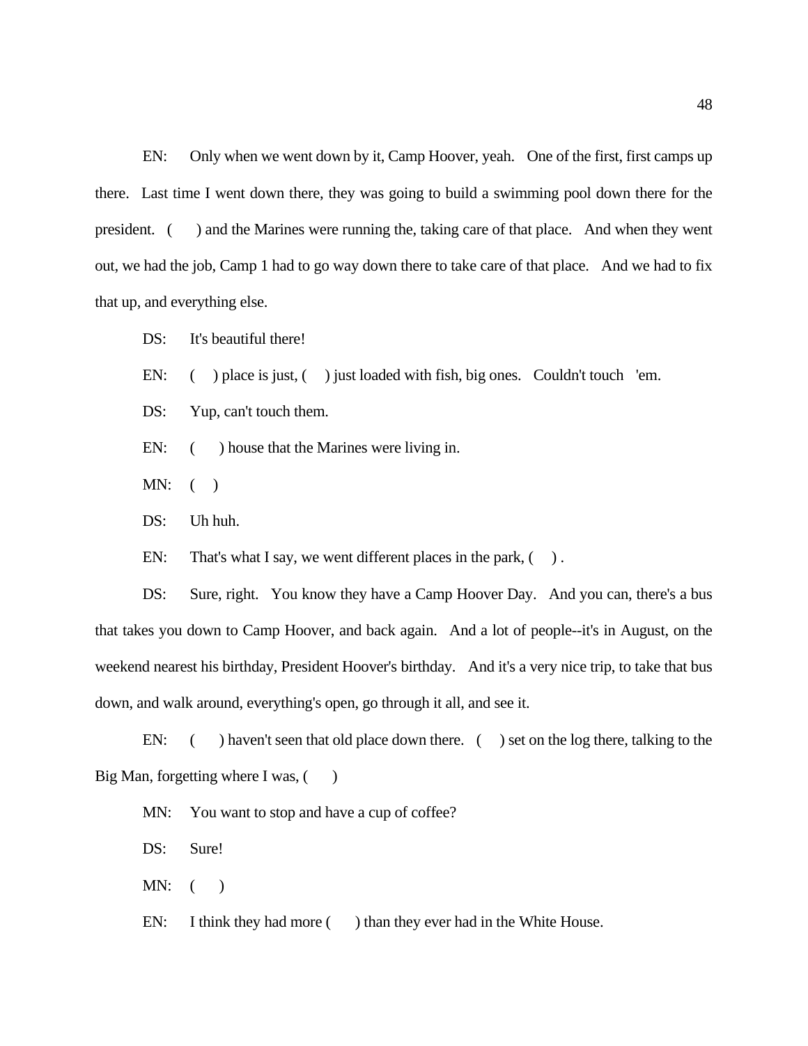EN: Only when we went down by it, Camp Hoover, yeah. One of the first, first camps up there. Last time I went down there, they was going to build a swimming pool down there for the president. ( ) and the Marines were running the, taking care of that place. And when they went out, we had the job, Camp 1 had to go way down there to take care of that place. And we had to fix that up, and everything else.

DS: It's beautiful there!

EN: ( ) place is just, ( ) just loaded with fish, big ones. Couldn't touch 'em.

DS: Yup, can't touch them.

EN: ( ) house that the Marines were living in.

MN: ( )

DS: Uh huh.

EN: That's what I say, we went different places in the park, ( ) .

DS: Sure, right. You know they have a Camp Hoover Day. And you can, there's a bus that takes you down to Camp Hoover, and back again. And a lot of people--it's in August, on the weekend nearest his birthday, President Hoover's birthday. And it's a very nice trip, to take that bus down, and walk around, everything's open, go through it all, and see it.

EN: ( ) haven't seen that old place down there. ( ) set on the log there, talking to the Big Man, forgetting where I was, ( )

MN: You want to stop and have a cup of coffee?

DS: Sure!

MN: ( )

EN: I think they had more ( ) than they ever had in the White House.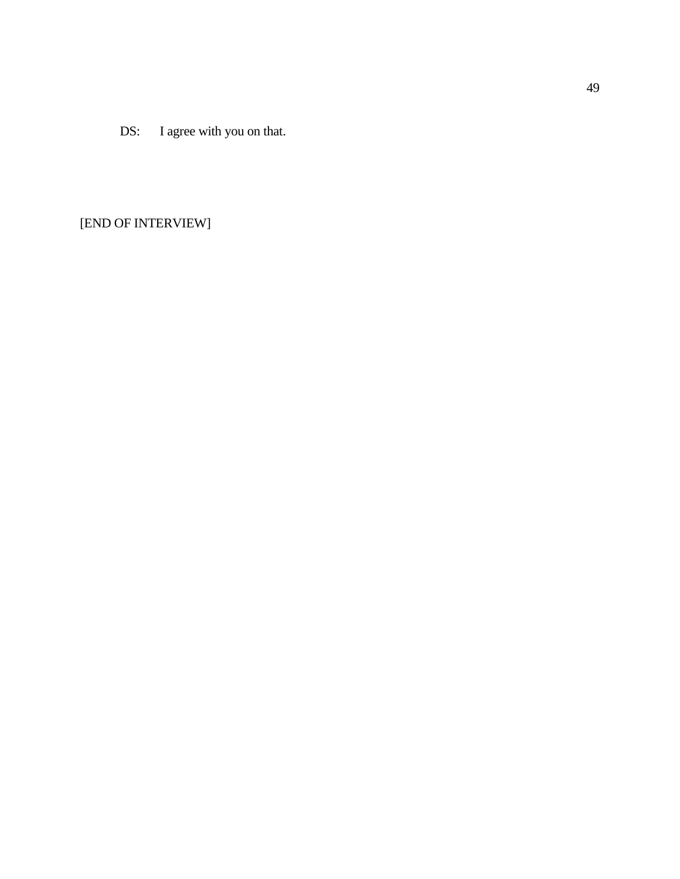DS: I agree with you on that.

[END OF INTERVIEW]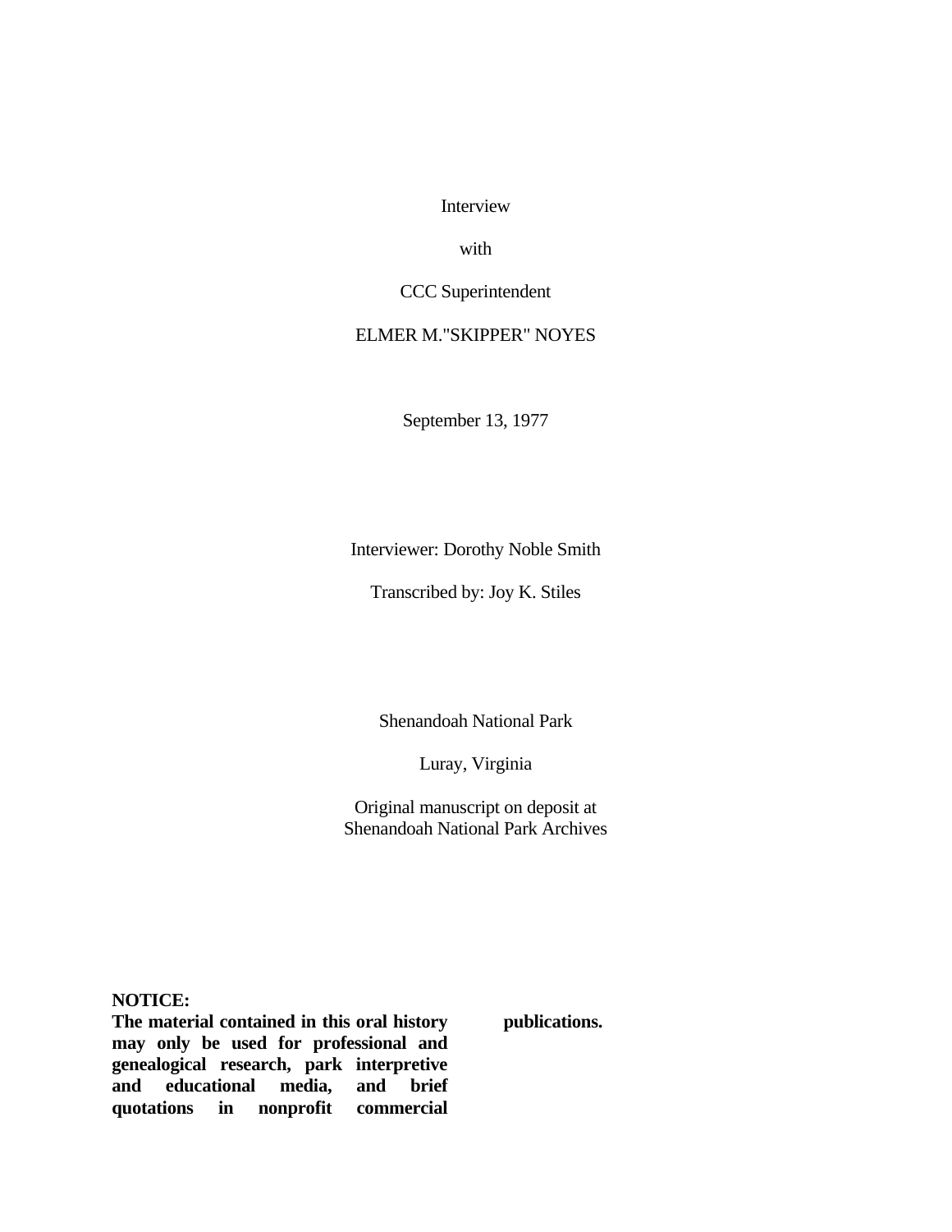Interview

with

CCC Superintendent

ELMER M."SKIPPER" NOYES

September 13, 1977

Interviewer: Dorothy Noble Smith

Transcribed by: Joy K. Stiles

Shenandoah National Park

Luray, Virginia

Original manuscript on deposit at
Shenandoah National Park Archives

**NOTICE:**
**The material contained in this oral history may only be used for professional and genealogical research, park interpretive and educational media, and brief quotations in nonprofit commercial publications.**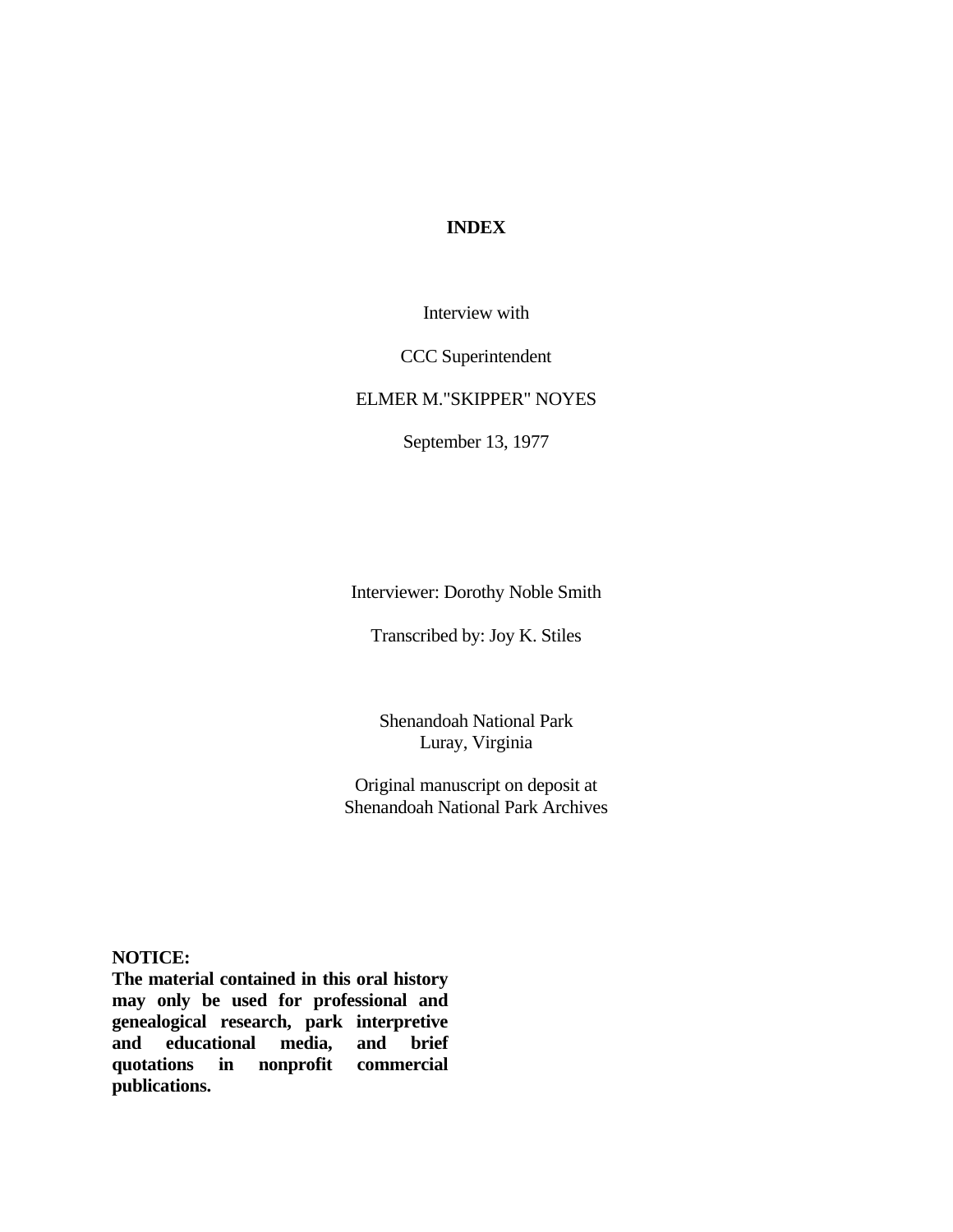# INDEX

Interview with

CCC Superintendent

ELMER M."SKIPPER" NOYES

September 13, 1977

Interviewer: Dorothy Noble Smith

Transcribed by: Joy K. Stiles

Shenandoah National Park
Luray, Virginia

Original manuscript on deposit at
Shenandoah National Park Archives

**NOTICE:**
**The material contained in this oral history may only be used for professional and genealogical research, park interpretive and educational media, and brief quotations in nonprofit commercial publications.**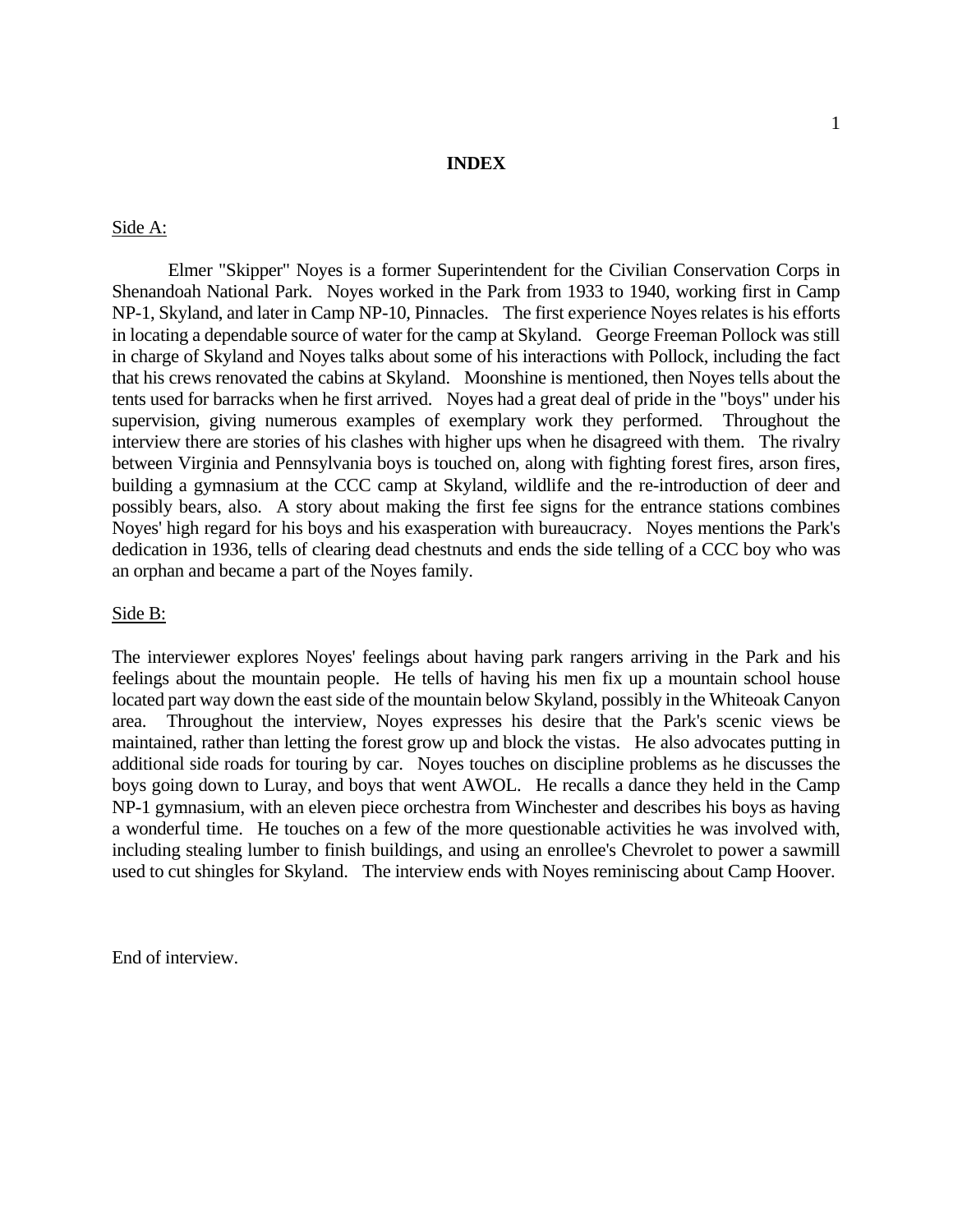# INDEX

Side A:

Elmer "Skipper" Noyes is a former Superintendent for the Civilian Conservation Corps in Shenandoah National Park. Noyes worked in the Park from 1933 to 1940, working first in Camp NP-1, Skyland, and later in Camp NP-10, Pinnacles. The first experience Noyes relates is his efforts in locating a dependable source of water for the camp at Skyland. George Freeman Pollock was still in charge of Skyland and Noyes talks about some of his interactions with Pollock, including the fact that his crews renovated the cabins at Skyland. Moonshine is mentioned, then Noyes tells about the tents used for barracks when he first arrived. Noyes had a great deal of pride in the "boys" under his supervision, giving numerous examples of exemplary work they performed. Throughout the interview there are stories of his clashes with higher ups when he disagreed with them. The rivalry between Virginia and Pennsylvania boys is touched on, along with fighting forest fires, arson fires, building a gymnasium at the CCC camp at Skyland, wildlife and the re-introduction of deer and possibly bears, also. A story about making the first fee signs for the entrance stations combines Noyes' high regard for his boys and his exasperation with bureaucracy. Noyes mentions the Park's dedication in 1936, tells of clearing dead chestnuts and ends the side telling of a CCC boy who was an orphan and became a part of the Noyes family.

Side B:

The interviewer explores Noyes' feelings about having park rangers arriving in the Park and his feelings about the mountain people. He tells of having his men fix up a mountain school house located part way down the east side of the mountain below Skyland, possibly in the Whiteoak Canyon area. Throughout the interview, Noyes expresses his desire that the Park's scenic views be maintained, rather than letting the forest grow up and block the vistas. He also advocates putting in additional side roads for touring by car. Noyes touches on discipline problems as he discusses the boys going down to Luray, and boys that went AWOL. He recalls a dance they held in the Camp NP-1 gymnasium, with an eleven piece orchestra from Winchester and describes his boys as having a wonderful time. He touches on a few of the more questionable activities he was involved with, including stealing lumber to finish buildings, and using an enrollee's Chevrolet to power a sawmill used to cut shingles for Skyland. The interview ends with Noyes reminiscing about Camp Hoover.

End of interview.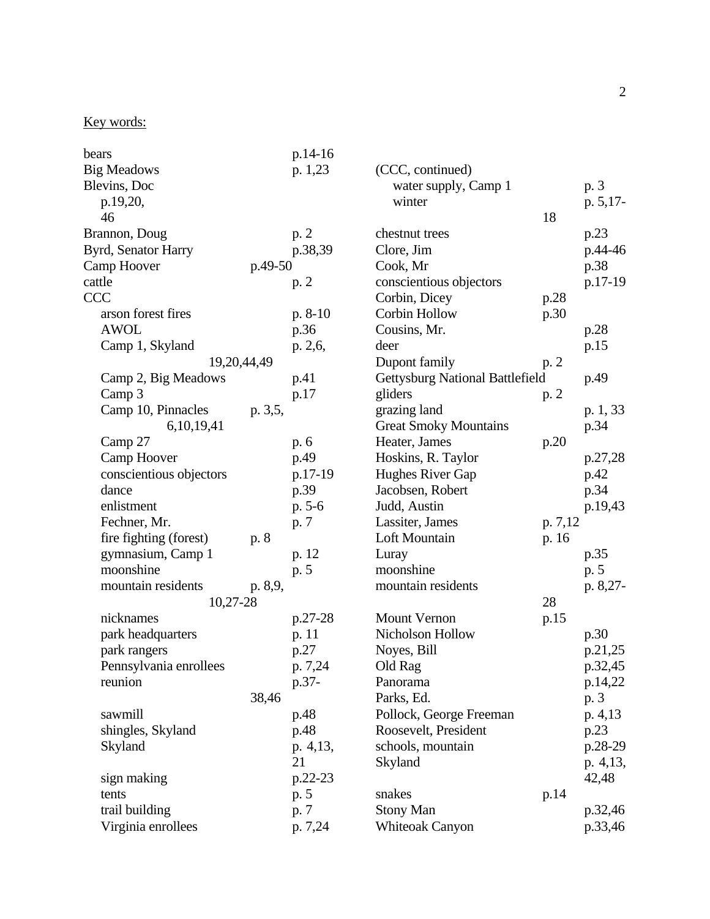Key words:

bears p.14-16
Big Meadows p. 1,23
Blevins, Doc p.19,20, 46
Brannon, Doug p. 2
Byrd, Senator Harry p.38,39
Camp Hoover p.49-50
cattle p. 2
CCC
- arson forest fires p. 8-10
- AWOL p.36
- Camp 1, Skyland p. 2,6, 19,20,44,49
- Camp 2, Big Meadows p.41
- Camp 3 p.17
- Camp 10, Pinnacles p. 3,5, 6,10,19,41
- Camp 27 p. 6
- Camp Hoover p.49
- conscientious objectors p.17-19
- dance p.39
- enlistment p. 5-6
- Fechner, Mr. p. 7
- fire fighting (forest) p. 8
- gymnasium, Camp 1 p. 12
- moonshine p. 5
- mountain residents p. 8,9, 10,27-28
- nicknames p.27-28
- park headquarters p. 11
- park rangers p.27
- Pennsylvania enrollees p. 7,24
- reunion p.37-38,46
- sawmill p.48
- shingles, Skyland p.48
- Skyland p. 4,13, 21
- sign making p.22-23
- tents p. 5
- trail building p. 7
- Virginia enrollees p. 7,24

(CCC, continued)
- water supply, Camp 1 p. 3
- winter p. 5,17-18

chestnut trees p.23
Clore, Jim p.44-46
Cook, Mr p.38
conscientious objectors p.17-19
Corbin, Dicey p.28
Corbin Hollow p.30
Cousins, Mr. p.28
deer p.15
Dupont family p. 2
Gettysburg National Battlefield p.49
gliders p. 2
grazing land p. 1, 33
Great Smoky Mountains p.34
Heater, James p.20
Hoskins, R. Taylor p.27,28
Hughes River Gap p.42
Jacobsen, Robert p.34
Judd, Austin p.19,43
Lassiter, James p. 7,12
Loft Mountain p. 16
Luray p.35
moonshine p. 5
mountain residents p. 8,27-28
Mount Vernon p.15
Nicholson Hollow p.30
Noyes, Bill p.21,25
Old Rag p.32,45
Panorama p.14,22
Parks, Ed. p. 3
Pollock, George Freeman p. 4,13
Roosevelt, President p.23
schools, mountain p.28-29
Skyland p. 4,13, 42,48
snakes p.14
Stony Man p.32,46
Whiteoak Canyon p.33,46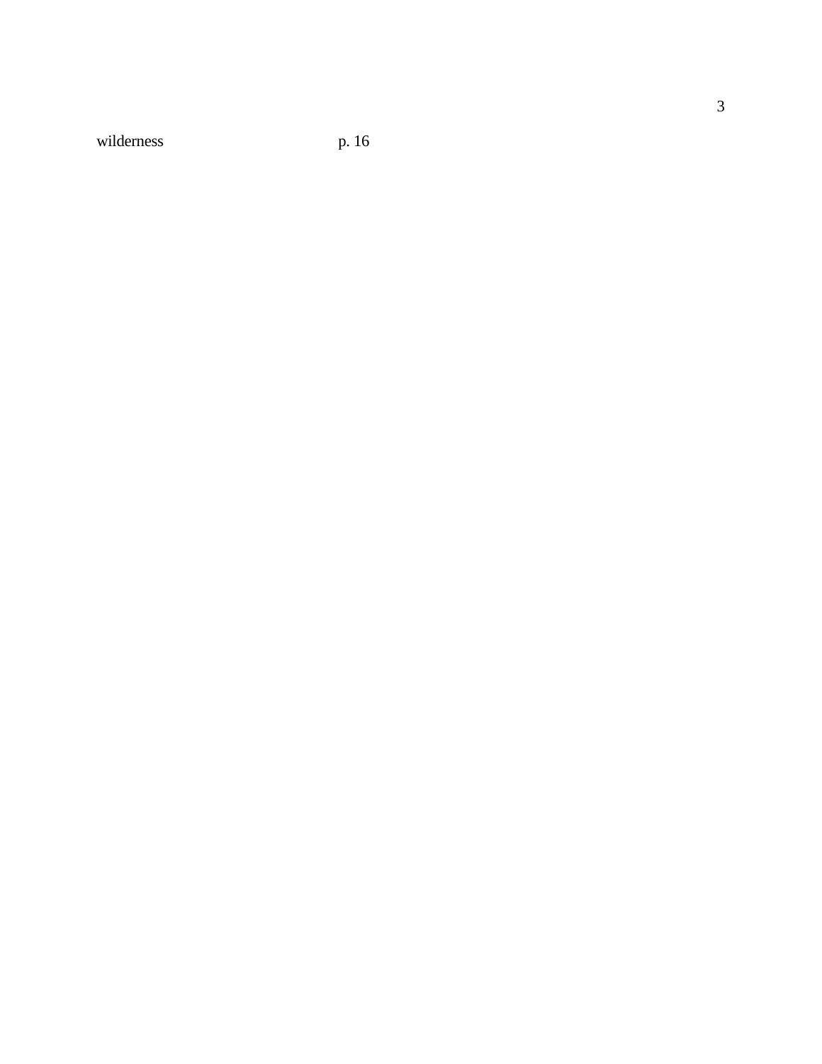| | |
|---|---|
| wilderness | p. 16 |